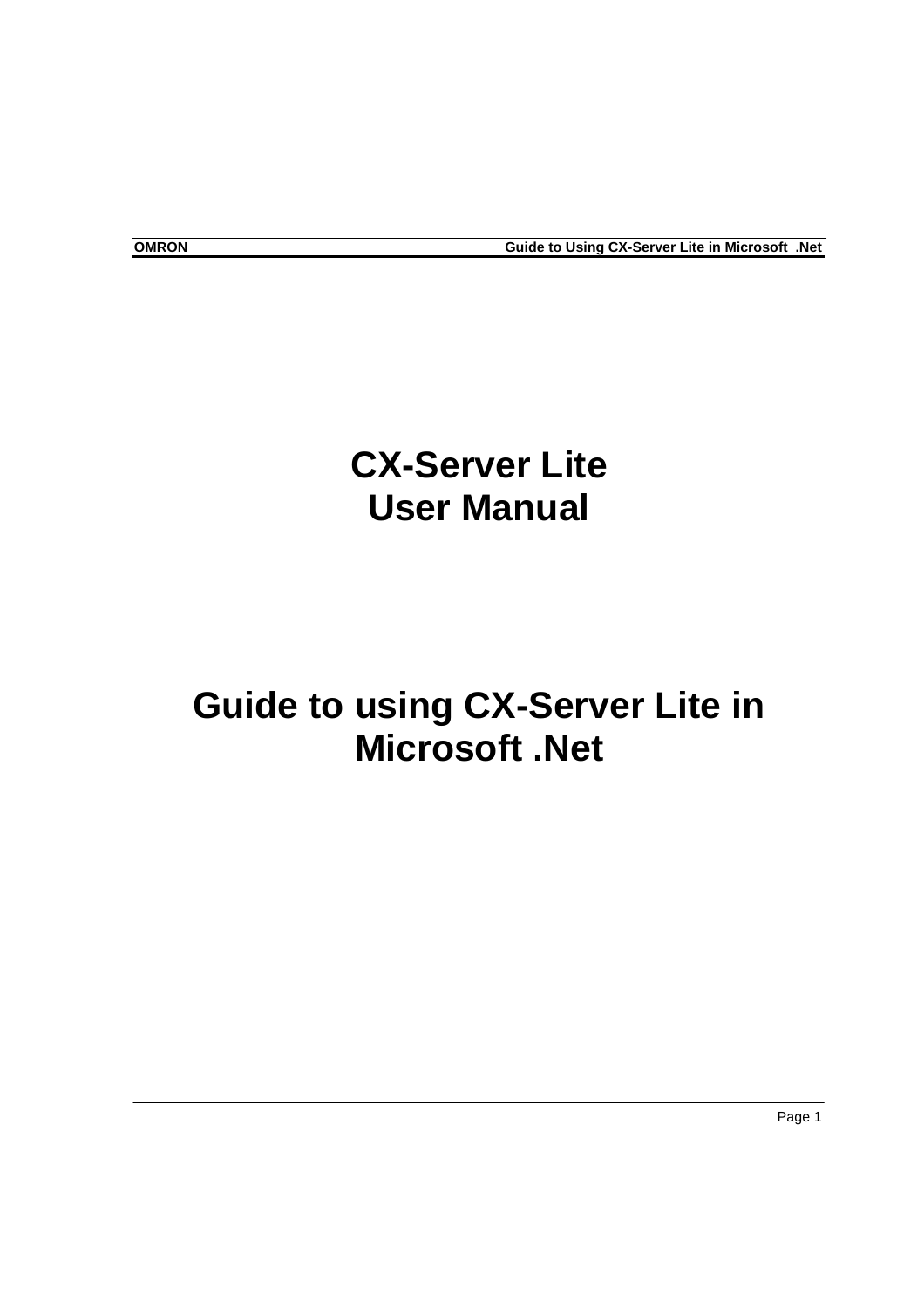# CX-Server Lite
# User Manual

# Guide to using CX-Server Lite in Microsoft .Net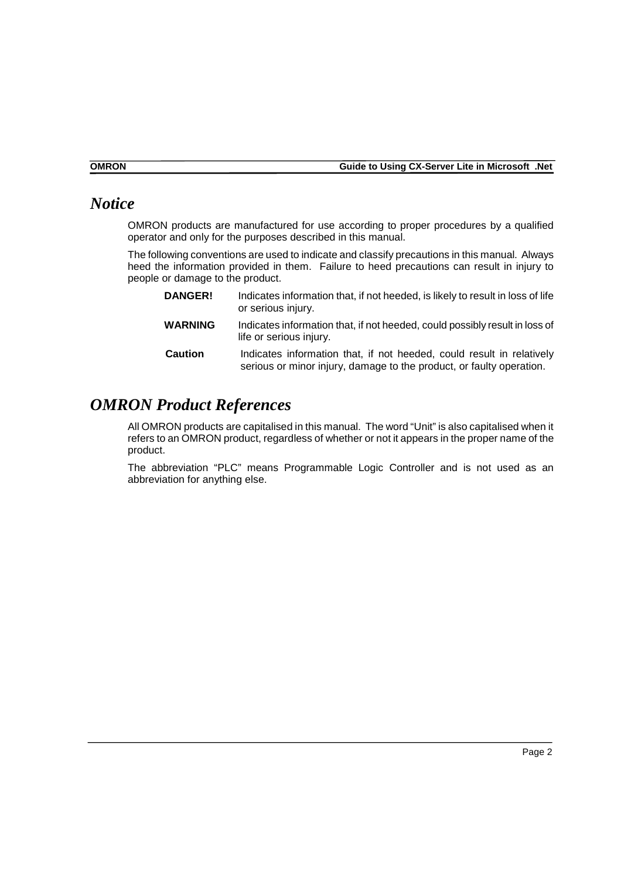## *Notice*

OMRON products are manufactured for use according to proper procedures by a qualified operator and only for the purposes described in this manual.

The following conventions are used to indicate and classify precautions in this manual. Always heed the information provided in them. Failure to heed precautions can result in injury to people or damage to the product.

| | |
|---|---|
| **DANGER!** | Indicates information that, if not heeded, is likely to result in loss of life or serious injury. |
| **WARNING** | Indicates information that, if not heeded, could possibly result in loss of life or serious injury. |
| **Caution** | Indicates information that, if not heeded, could result in relatively serious or minor injury, damage to the product, or faulty operation. |

## *OMRON Product References*

All OMRON products are capitalised in this manual. The word "Unit" is also capitalised when it refers to an OMRON product, regardless of whether or not it appears in the proper name of the product.

The abbreviation "PLC" means Programmable Logic Controller and is not used as an abbreviation for anything else.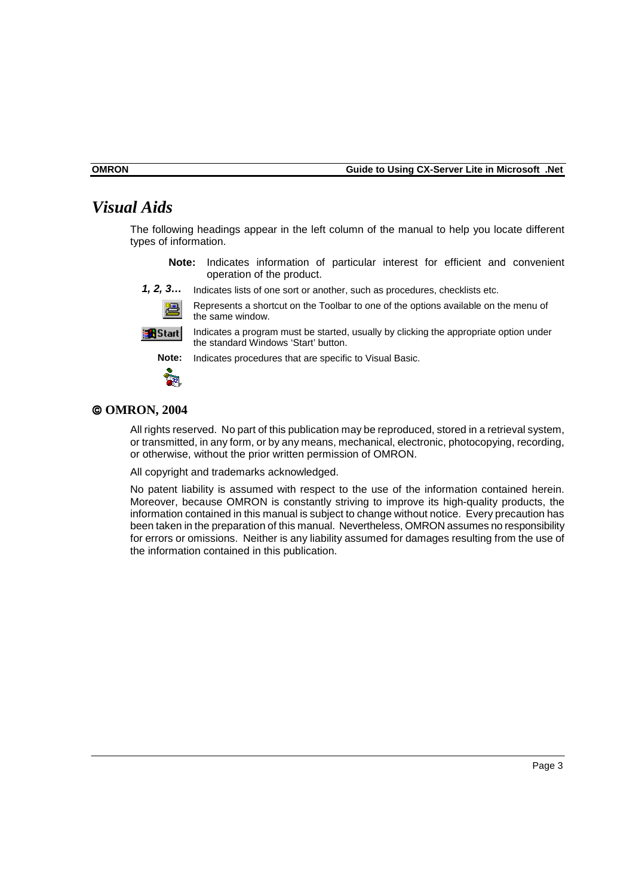# Visual Aids

The following headings appear in the left column of the manual to help you locate different types of information.

**Note:** Indicates information of particular interest for efficient and convenient operation of the product.

***1, 2, 3…*** Indicates lists of one sort or another, such as procedures, checklists etc.

Represents a shortcut on the Toolbar to one of the options available on the menu of the same window.

Indicates a program must be started, usually by clicking the appropriate option under the standard Windows 'Start' button.

**Note:** Indicates procedures that are specific to Visual Basic.

## © OMRON, 2004

All rights reserved. No part of this publication may be reproduced, stored in a retrieval system, or transmitted, in any form, or by any means, mechanical, electronic, photocopying, recording, or otherwise, without the prior written permission of OMRON.

All copyright and trademarks acknowledged.

No patent liability is assumed with respect to the use of the information contained herein. Moreover, because OMRON is constantly striving to improve its high-quality products, the information contained in this manual is subject to change without notice. Every precaution has been taken in the preparation of this manual. Nevertheless, OMRON assumes no responsibility for errors or omissions. Neither is any liability assumed for damages resulting from the use of the information contained in this publication.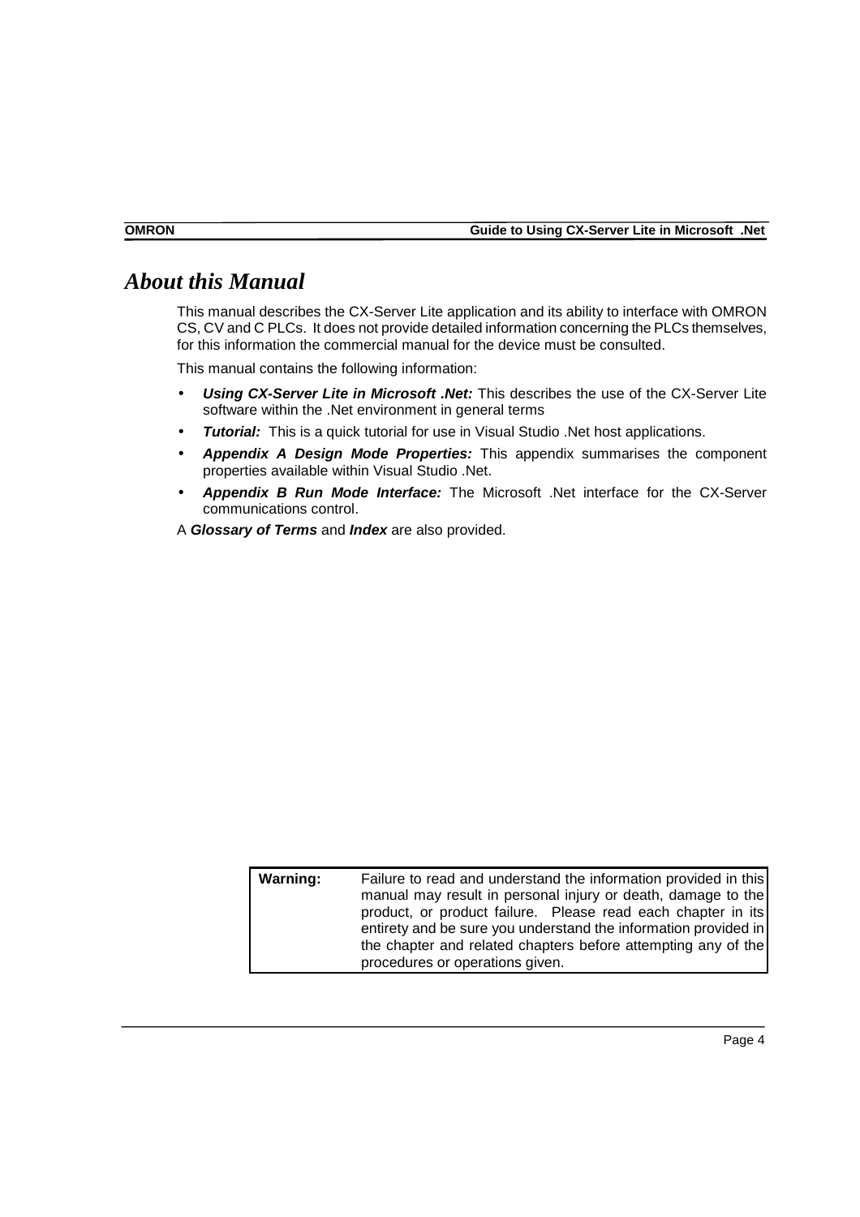# About this Manual

This manual describes the CX-Server Lite application and its ability to interface with OMRON CS, CV and C PLCs. It does not provide detailed information concerning the PLCs themselves, for this information the commercial manual for the device must be consulted.

This manual contains the following information:

- ***Using CX-Server Lite in Microsoft .Net:*** This describes the use of the CX-Server Lite software within the .Net environment in general terms
- ***Tutorial:*** This is a quick tutorial for use in Visual Studio .Net host applications.
- ***Appendix A Design Mode Properties:*** This appendix summarises the component properties available within Visual Studio .Net.
- ***Appendix B Run Mode Interface:*** The Microsoft .Net interface for the CX-Server communications control.

A ***Glossary of Terms*** and ***Index*** are also provided.

| **Warning:** | Failure to read and understand the information provided in this manual may result in personal injury or death, damage to the product, or product failure. Please read each chapter in its entirety and be sure you understand the information provided in the chapter and related chapters before attempting any of the procedures or operations given. |
|---|---|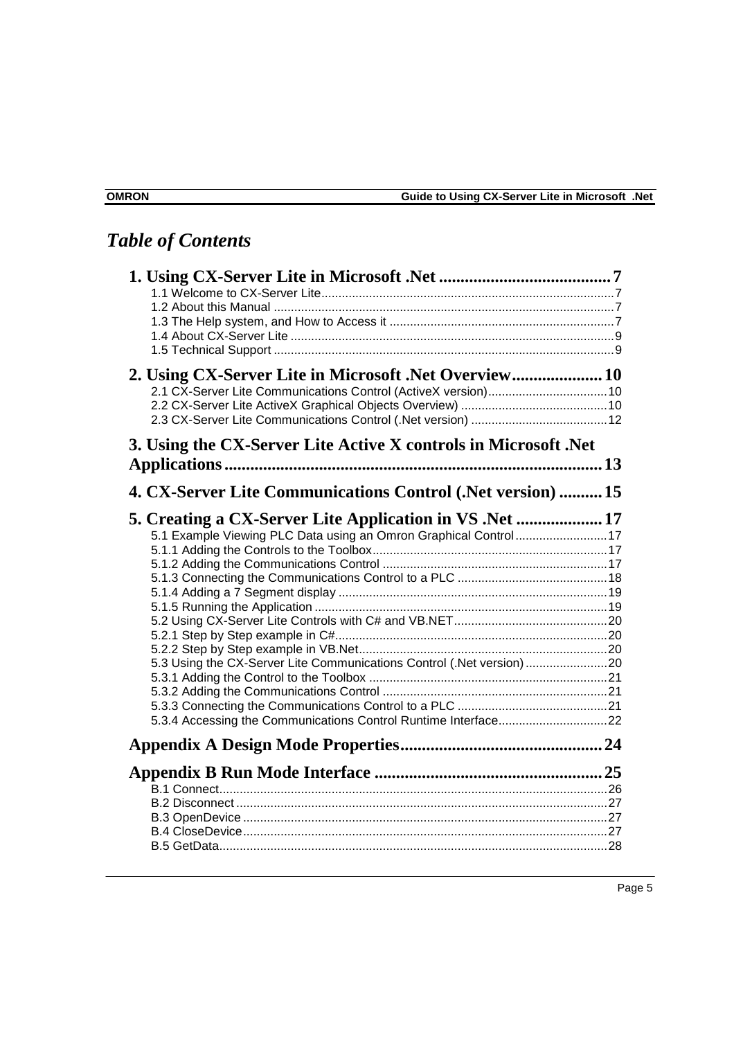# *Table of Contents*

**1. Using CX-Server Lite in Microsoft .Net ........................................ 7**

1.1 Welcome to CX-Server Lite ........................................ 7
1.2 About this Manual ........................................ 7
1.3 The Help system, and How to Access it ........................................ 7
1.4 About CX-Server Lite ........................................ 9
1.5 Technical Support ........................................ 9

**2. Using CX-Server Lite in Microsoft .Net Overview ..................... 10**

2.1 CX-Server Lite Communications Control (ActiveX version) ........................................ 10
2.2 CX-Server Lite ActiveX Graphical Objects Overview) ........................................ 10
2.3 CX-Server Lite Communications Control (.Net version) ........................................ 12

**3. Using the CX-Server Lite Active X controls in Microsoft .Net Applications ........................................ 13**

**4. CX-Server Lite Communications Control (.Net version) .......... 15**

**5. Creating a CX-Server Lite Application in VS .Net .................... 17**

5.1 Example Viewing PLC Data using an Omron Graphical Control ........................................ 17
5.1.1 Adding the Controls to the Toolbox ........................................ 17
5.1.2 Adding the Communications Control ........................................ 17
5.1.3 Connecting the Communications Control to a PLC ........................................ 18
5.1.4 Adding a 7 Segment display ........................................ 19
5.1.5 Running the Application ........................................ 19
5.2 Using CX-Server Lite Controls with C# and VB.NET ........................................ 20
5.2.1 Step by Step example in C# ........................................ 20
5.2.2 Step by Step example in VB.Net ........................................ 20
5.3 Using the CX-Server Lite Communications Control (.Net version) ........................................ 20
5.3.1 Adding the Control to the Toolbox ........................................ 21
5.3.2 Adding the Communications Control ........................................ 21
5.3.3 Connecting the Communications Control to a PLC ........................................ 21
5.3.4 Accessing the Communications Control Runtime Interface ........................................ 22

**Appendix A Design Mode Properties ........................................ 24**

**Appendix B Run Mode Interface ........................................ 25**

B.1 Connect ........................................ 26
B.2 Disconnect ........................................ 27
B.3 OpenDevice ........................................ 27
B.4 CloseDevice ........................................ 27
B.5 GetData ........................................ 28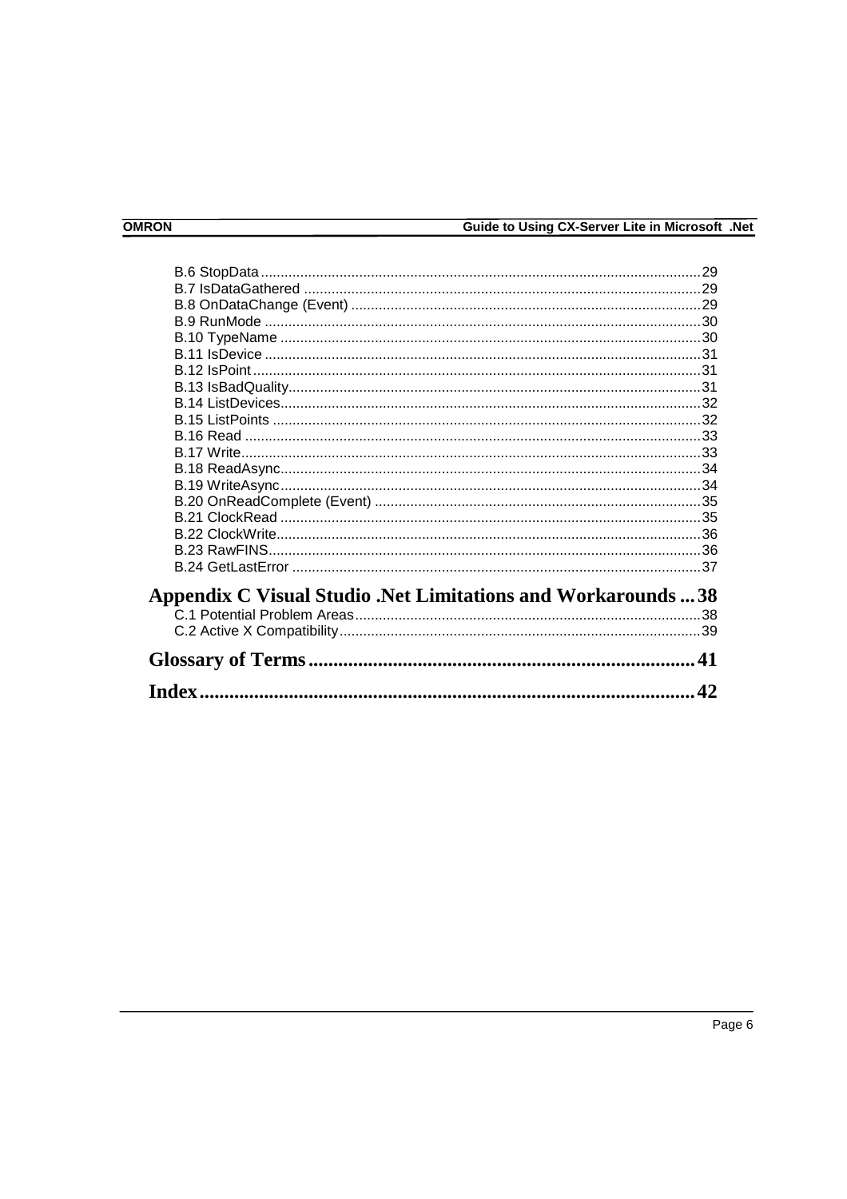B.6 StopData ........................................................................................................ 29
B.7 IsDataGathered ................................................................................................ 29
B.8 OnDataChange (Event) ..................................................................................... 29
B.9 RunMode .......................................................................................................... 30
B.10 TypeName ...................................................................................................... 30
B.11 IsDevice .......................................................................................................... 31
B.12 IsPoint ............................................................................................................. 31
B.13 IsBadQuality..................................................................................................... 31
B.14 ListDevices....................................................................................................... 32
B.15 ListPoints ......................................................................................................... 32
B.16 Read ................................................................................................................ 33
B.17 Write................................................................................................................. 33
B.18 ReadAsync........................................................................................................ 34
B.19 WriteAsync........................................................................................................ 34
B.20 OnReadComplete (Event) ................................................................................. 35
B.21 ClockRead ........................................................................................................ 35
B.22 ClockWrite......................................................................................................... 36
B.23 RawFINS........................................................................................................... 36
B.24 GetLastError ..................................................................................................... 37

**Appendix C Visual Studio .Net Limitations and Workarounds ... 38**

C.1 Potential Problem Areas....................................................................................... 38
C.2 Active X Compatibility........................................................................................... 39

**Glossary of Terms ........................................................................ 41**

**Index ................................................................................................ 42**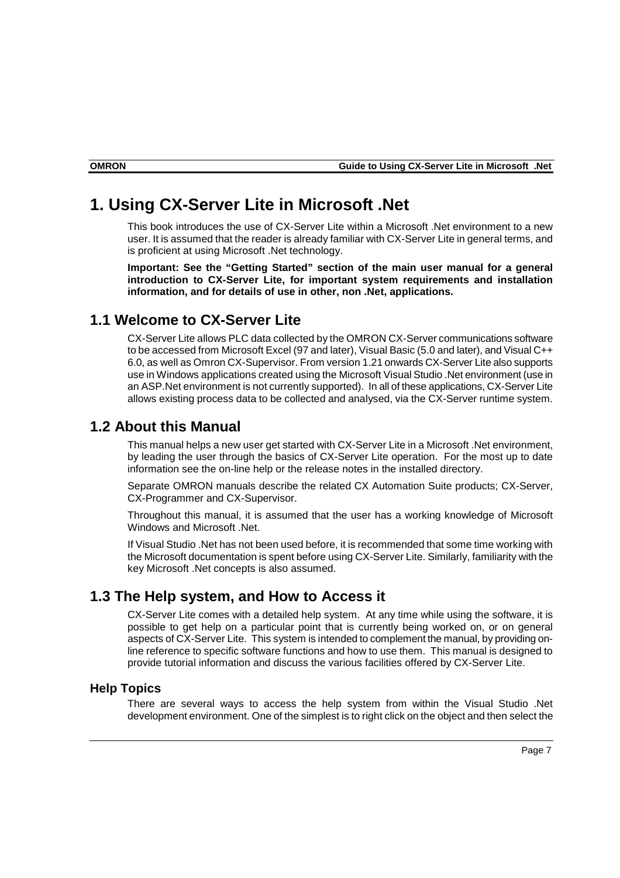# 1. Using CX-Server Lite in Microsoft .Net

This book introduces the use of CX-Server Lite within a Microsoft .Net environment to a new user. It is assumed that the reader is already familiar with CX-Server Lite in general terms, and is proficient at using Microsoft .Net technology.

**Important: See the "Getting Started" section of the main user manual for a general introduction to CX-Server Lite, for important system requirements and installation information, and for details of use in other, non .Net, applications.**

## 1.1 Welcome to CX-Server Lite

CX-Server Lite allows PLC data collected by the OMRON CX-Server communications software to be accessed from Microsoft Excel (97 and later), Visual Basic (5.0 and later), and Visual C++ 6.0, as well as Omron CX-Supervisor. From version 1.21 onwards CX-Server Lite also supports use in Windows applications created using the Microsoft Visual Studio .Net environment (use in an ASP.Net environment is not currently supported). In all of these applications, CX-Server Lite allows existing process data to be collected and analysed, via the CX-Server runtime system.

## 1.2 About this Manual

This manual helps a new user get started with CX-Server Lite in a Microsoft .Net environment, by leading the user through the basics of CX-Server Lite operation. For the most up to date information see the on-line help or the release notes in the installed directory.

Separate OMRON manuals describe the related CX Automation Suite products; CX-Server, CX-Programmer and CX-Supervisor.

Throughout this manual, it is assumed that the user has a working knowledge of Microsoft Windows and Microsoft .Net.

If Visual Studio .Net has not been used before, it is recommended that some time working with the Microsoft documentation is spent before using CX-Server Lite. Similarly, familiarity with the key Microsoft .Net concepts is also assumed.

## 1.3 The Help system, and How to Access it

CX-Server Lite comes with a detailed help system. At any time while using the software, it is possible to get help on a particular point that is currently being worked on, or on general aspects of CX-Server Lite. This system is intended to complement the manual, by providing on-line reference to specific software functions and how to use them. This manual is designed to provide tutorial information and discuss the various facilities offered by CX-Server Lite.

### Help Topics

There are several ways to access the help system from within the Visual Studio .Net development environment. One of the simplest is to right click on the object and then select the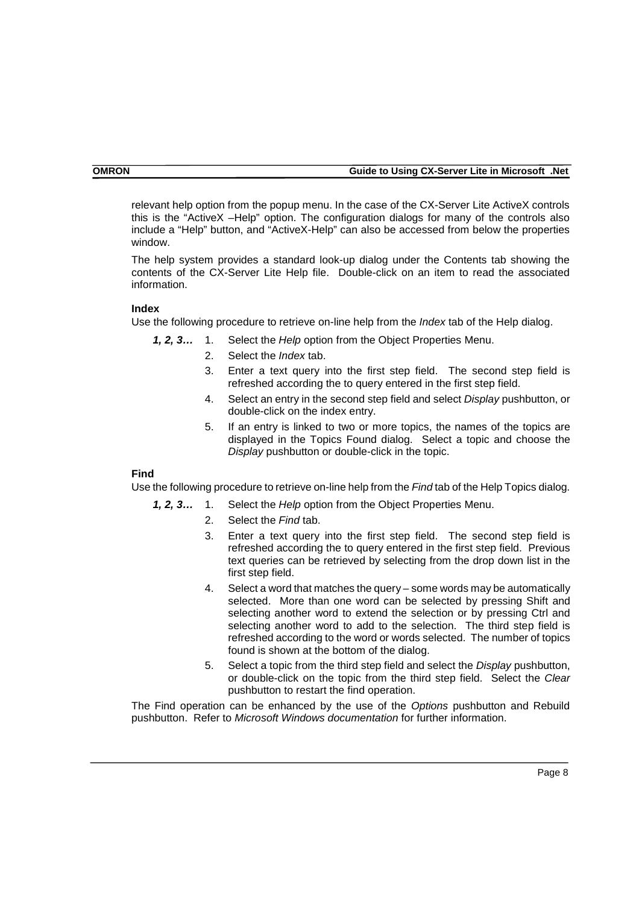relevant help option from the popup menu. In the case of the CX-Server Lite ActiveX controls this is the “ActiveX –Help” option. The configuration dialogs for many of the controls also include a “Help” button, and “ActiveX-Help” can also be accessed from below the properties window.

The help system provides a standard look-up dialog under the Contents tab showing the contents of the CX-Server Lite Help file.  Double-click on an item to read the associated information.

**Index**

Use the following procedure to retrieve on-line help from the *Index* tab of the Help dialog.

***1, 2, 3…***

1. Select the *Help* option from the Object Properties Menu.
2. Select the *Index* tab.
3. Enter a text query into the first step field.  The second step field is refreshed according the to query entered in the first step field.
4. Select an entry in the second step field and select *Display* pushbutton, or double-click on the index entry.
5. If an entry is linked to two or more topics, the names of the topics are displayed in the Topics Found dialog.  Select a topic and choose the *Display* pushbutton or double-click in the topic.

**Find**

Use the following procedure to retrieve on-line help from the *Find* tab of the Help Topics dialog.

***1, 2, 3…***

1. Select the *Help* option from the Object Properties Menu.
2. Select the *Find* tab.
3. Enter a text query into the first step field.  The second step field is refreshed according the to query entered in the first step field.  Previous text queries can be retrieved by selecting from the drop down list in the first step field.
4. Select a word that matches the query – some words may be automatically selected.  More than one word can be selected by pressing Shift and selecting another word to extend the selection or by pressing Ctrl and selecting another word to add to the selection.  The third step field is refreshed according to the word or words selected.  The number of topics found is shown at the bottom of the dialog.
5. Select a topic from the third step field and select the *Display* pushbutton, or double-click on the topic from the third step field.  Select the *Clear* pushbutton to restart the find operation.

The Find operation can be enhanced by the use of the *Options* pushbutton and Rebuild pushbutton.  Refer to *Microsoft Windows documentation* for further information.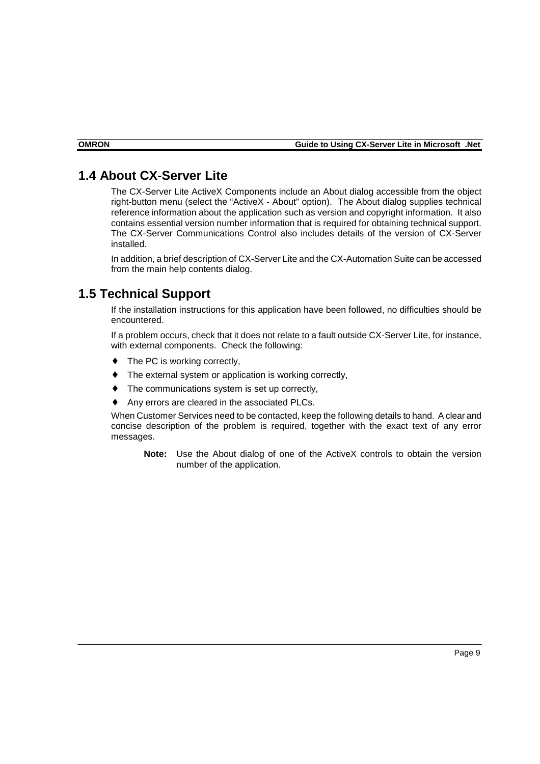## 1.4 About CX-Server Lite

The CX-Server Lite ActiveX Components include an About dialog accessible from the object right-button menu (select the "ActiveX - About" option). The About dialog supplies technical reference information about the application such as version and copyright information. It also contains essential version number information that is required for obtaining technical support. The CX-Server Communications Control also includes details of the version of CX-Server installed.

In addition, a brief description of CX-Server Lite and the CX-Automation Suite can be accessed from the main help contents dialog.

## 1.5 Technical Support

If the installation instructions for this application have been followed, no difficulties should be encountered.

If a problem occurs, check that it does not relate to a fault outside CX-Server Lite, for instance, with external components. Check the following:

- The PC is working correctly,
- The external system or application is working correctly,
- The communications system is set up correctly,
- Any errors are cleared in the associated PLCs.

When Customer Services need to be contacted, keep the following details to hand. A clear and concise description of the problem is required, together with the exact text of any error messages.

> **Note:** Use the About dialog of one of the ActiveX controls to obtain the version number of the application.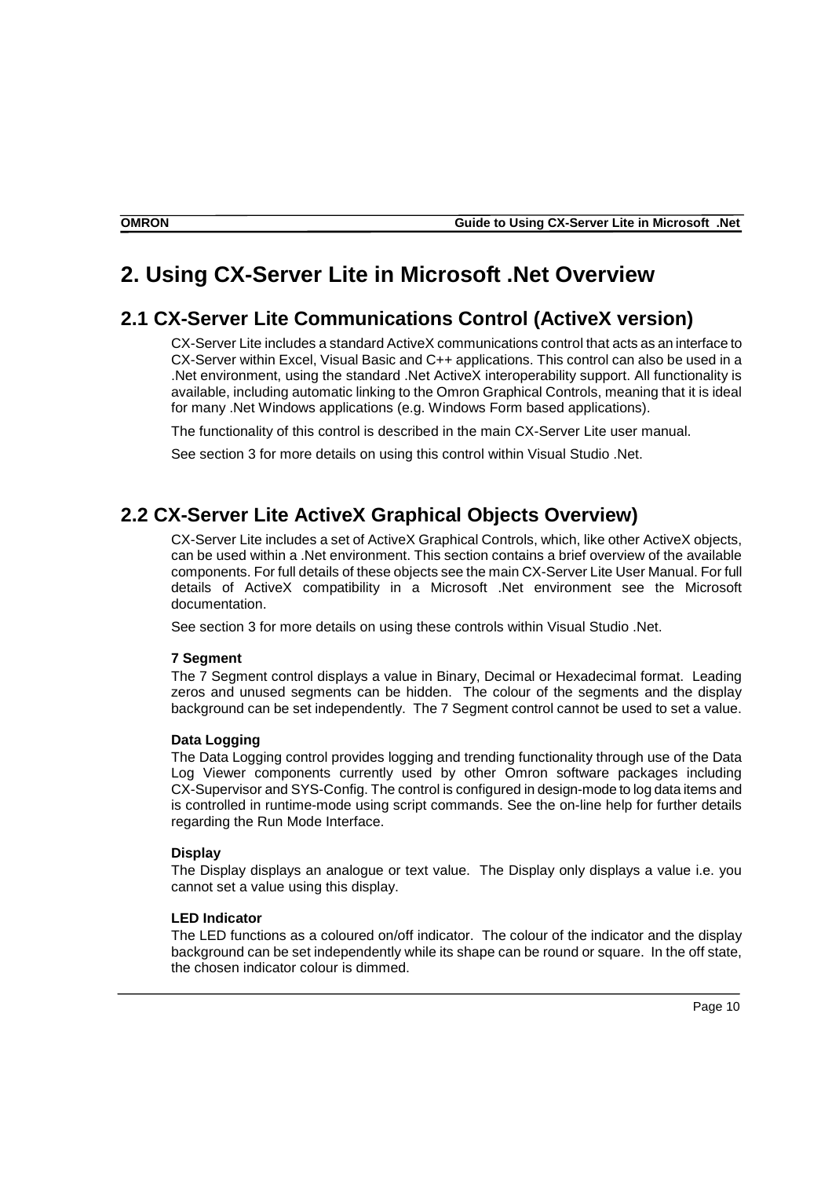# 2. Using CX-Server Lite in Microsoft .Net Overview

## 2.1 CX-Server Lite Communications Control (ActiveX version)

CX-Server Lite includes a standard ActiveX communications control that acts as an interface to CX-Server within Excel, Visual Basic and C++ applications. This control can also be used in a .Net environment, using the standard .Net ActiveX interoperability support. All functionality is available, including automatic linking to the Omron Graphical Controls, meaning that it is ideal for many .Net Windows applications (e.g. Windows Form based applications).

The functionality of this control is described in the main CX-Server Lite user manual.

See section 3 for more details on using this control within Visual Studio .Net.

## 2.2 CX-Server Lite ActiveX Graphical Objects Overview)

CX-Server Lite includes a set of ActiveX Graphical Controls, which, like other ActiveX objects, can be used within a .Net environment. This section contains a brief overview of the available components. For full details of these objects see the main CX-Server Lite User Manual. For full details of ActiveX compatibility in a Microsoft .Net environment see the Microsoft documentation.

See section 3 for more details on using these controls within Visual Studio .Net.

**7 Segment**

The 7 Segment control displays a value in Binary, Decimal or Hexadecimal format. Leading zeros and unused segments can be hidden. The colour of the segments and the display background can be set independently. The 7 Segment control cannot be used to set a value.

**Data Logging**

The Data Logging control provides logging and trending functionality through use of the Data Log Viewer components currently used by other Omron software packages including CX-Supervisor and SYS-Config. The control is configured in design-mode to log data items and is controlled in runtime-mode using script commands. See the on-line help for further details regarding the Run Mode Interface.

**Display**

The Display displays an analogue or text value. The Display only displays a value i.e. you cannot set a value using this display.

**LED Indicator**

The LED functions as a coloured on/off indicator. The colour of the indicator and the display background can be set independently while its shape can be round or square. In the off state, the chosen indicator colour is dimmed.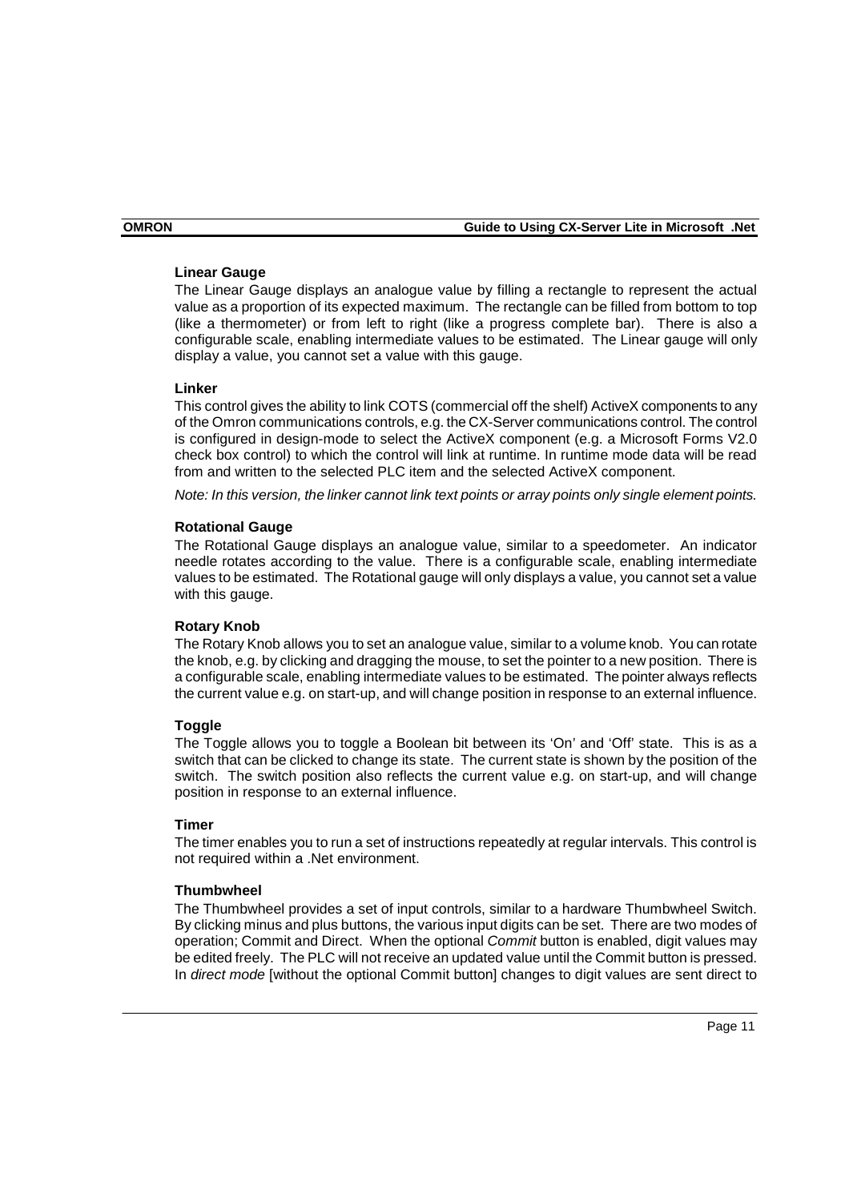### Linear Gauge

The Linear Gauge displays an analogue value by filling a rectangle to represent the actual value as a proportion of its expected maximum. The rectangle can be filled from bottom to top (like a thermometer) or from left to right (like a progress complete bar). There is also a configurable scale, enabling intermediate values to be estimated. The Linear gauge will only display a value, you cannot set a value with this gauge.

### Linker

This control gives the ability to link COTS (commercial off the shelf) ActiveX components to any of the Omron communications controls, e.g. the CX-Server communications control. The control is configured in design-mode to select the ActiveX component (e.g. a Microsoft Forms V2.0 check box control) to which the control will link at runtime. In runtime mode data will be read from and written to the selected PLC item and the selected ActiveX component.

*Note: In this version, the linker cannot link text points or array points only single element points.*

### Rotational Gauge

The Rotational Gauge displays an analogue value, similar to a speedometer. An indicator needle rotates according to the value. There is a configurable scale, enabling intermediate values to be estimated. The Rotational gauge will only displays a value, you cannot set a value with this gauge.

### Rotary Knob

The Rotary Knob allows you to set an analogue value, similar to a volume knob. You can rotate the knob, e.g. by clicking and dragging the mouse, to set the pointer to a new position. There is a configurable scale, enabling intermediate values to be estimated. The pointer always reflects the current value e.g. on start-up, and will change position in response to an external influence.

### Toggle

The Toggle allows you to toggle a Boolean bit between its 'On' and 'Off' state. This is as a switch that can be clicked to change its state. The current state is shown by the position of the switch. The switch position also reflects the current value e.g. on start-up, and will change position in response to an external influence.

### Timer

The timer enables you to run a set of instructions repeatedly at regular intervals. This control is not required within a .Net environment.

### Thumbwheel

The Thumbwheel provides a set of input controls, similar to a hardware Thumbwheel Switch. By clicking minus and plus buttons, the various input digits can be set. There are two modes of operation; Commit and Direct. When the optional *Commit* button is enabled, digit values may be edited freely. The PLC will not receive an updated value until the Commit button is pressed. In *direct mode* [without the optional Commit button] changes to digit values are sent direct to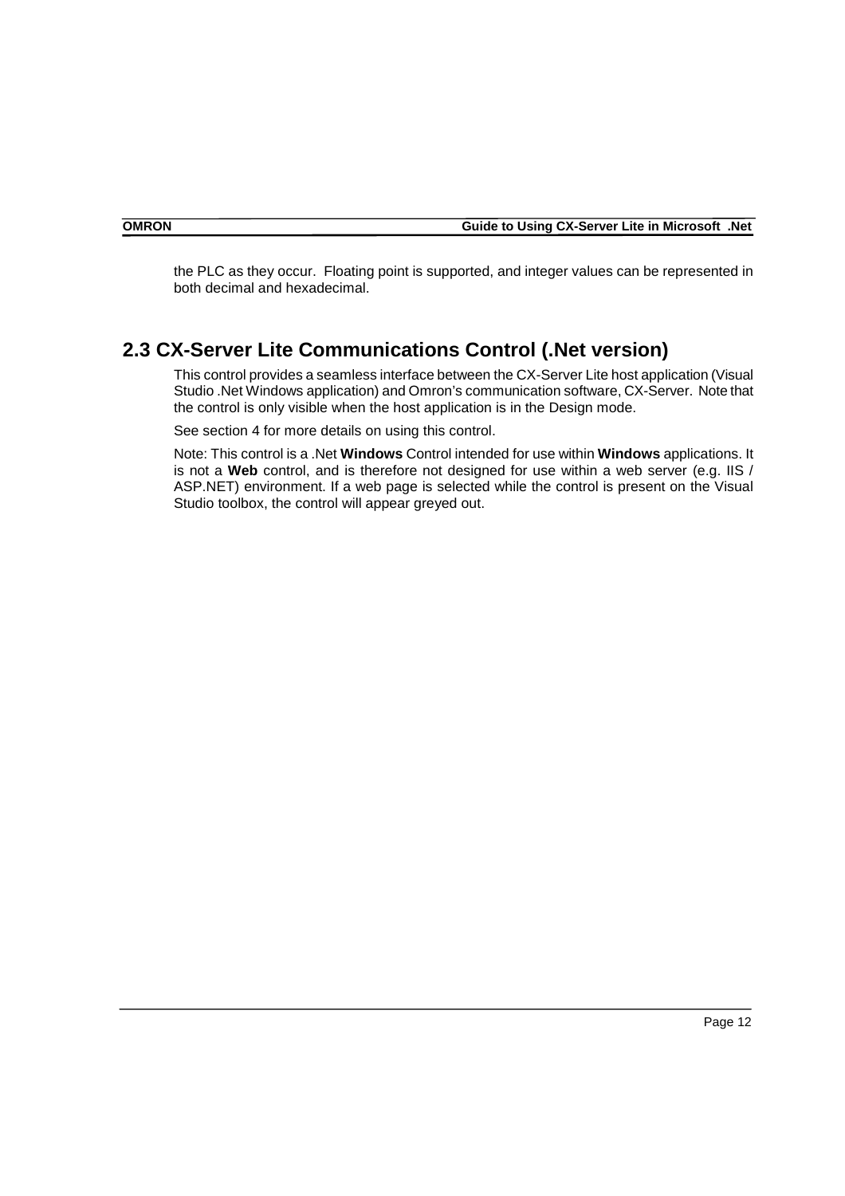the PLC as they occur. Floating point is supported, and integer values can be represented in both decimal and hexadecimal.

## 2.3 CX-Server Lite Communications Control (.Net version)

This control provides a seamless interface between the CX-Server Lite host application (Visual Studio .Net Windows application) and Omron's communication software, CX-Server. Note that the control is only visible when the host application is in the Design mode.

See section 4 for more details on using this control.

Note: This control is a .Net **Windows** Control intended for use within **Windows** applications. It is not a **Web** control, and is therefore not designed for use within a web server (e.g. IIS / ASP.NET) environment. If a web page is selected while the control is present on the Visual Studio toolbox, the control will appear greyed out.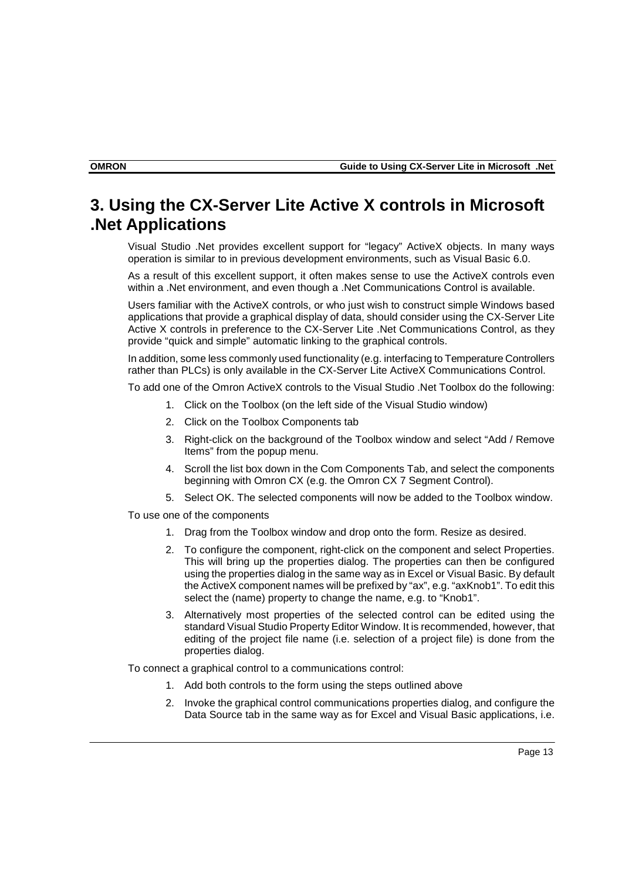# 3. Using the CX-Server Lite Active X controls in Microsoft .Net Applications

Visual Studio .Net provides excellent support for “legacy” ActiveX objects. In many ways operation is similar to in previous development environments, such as Visual Basic 6.0.

As a result of this excellent support, it often makes sense to use the ActiveX controls even within a .Net environment, and even though a .Net Communications Control is available.

Users familiar with the ActiveX controls, or who just wish to construct simple Windows based applications that provide a graphical display of data, should consider using the CX-Server Lite Active X controls in preference to the CX-Server Lite .Net Communications Control, as they provide “quick and simple” automatic linking to the graphical controls.

In addition, some less commonly used functionality (e.g. interfacing to Temperature Controllers rather than PLCs) is only available in the CX-Server Lite ActiveX Communications Control.

To add one of the Omron ActiveX controls to the Visual Studio .Net Toolbox do the following:

1. Click on the Toolbox (on the left side of the Visual Studio window)
2. Click on the Toolbox Components tab
3. Right-click on the background of the Toolbox window and select “Add / Remove Items” from the popup menu.
4. Scroll the list box down in the Com Components Tab, and select the components beginning with Omron CX (e.g. the Omron CX 7 Segment Control).
5. Select OK. The selected components will now be added to the Toolbox window.

To use one of the components

1. Drag from the Toolbox window and drop onto the form. Resize as desired.
2. To configure the component, right-click on the component and select Properties. This will bring up the properties dialog. The properties can then be configured using the properties dialog in the same way as in Excel or Visual Basic. By default the ActiveX component names will be prefixed by “ax”, e.g. “axKnob1”. To edit this select the (name) property to change the name, e.g. to “Knob1”.
3. Alternatively most properties of the selected control can be edited using the standard Visual Studio Property Editor Window. It is recommended, however, that editing of the project file name (i.e. selection of a project file) is done from the properties dialog.

To connect a graphical control to a communications control:

1. Add both controls to the form using the steps outlined above
2. Invoke the graphical control communications properties dialog, and configure the Data Source tab in the same way as for Excel and Visual Basic applications, i.e.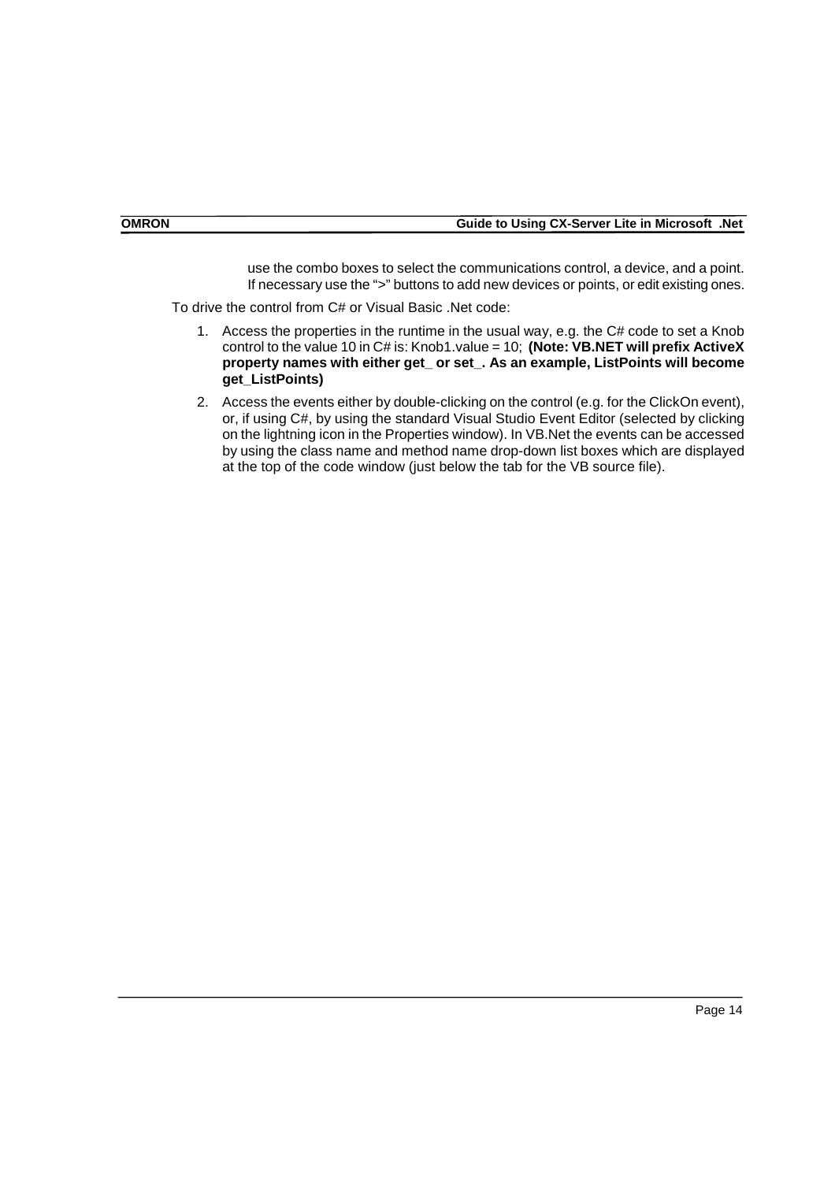use the combo boxes to select the communications control, a device, and a point. If necessary use the ">" buttons to add new devices or points, or edit existing ones.

To drive the control from C# or Visual Basic .Net code:

1. Access the properties in the runtime in the usual way, e.g. the C# code to set a Knob control to the value 10 in C# is: Knob1.value = 10; **(Note: VB.NET will prefix ActiveX property names with either get_ or set_. As an example, ListPoints will become get_ListPoints)**
2. Access the events either by double-clicking on the control (e.g. for the ClickOn event), or, if using C#, by using the standard Visual Studio Event Editor (selected by clicking on the lightning icon in the Properties window). In VB.Net the events can be accessed by using the class name and method name drop-down list boxes which are displayed at the top of the code window (just below the tab for the VB source file).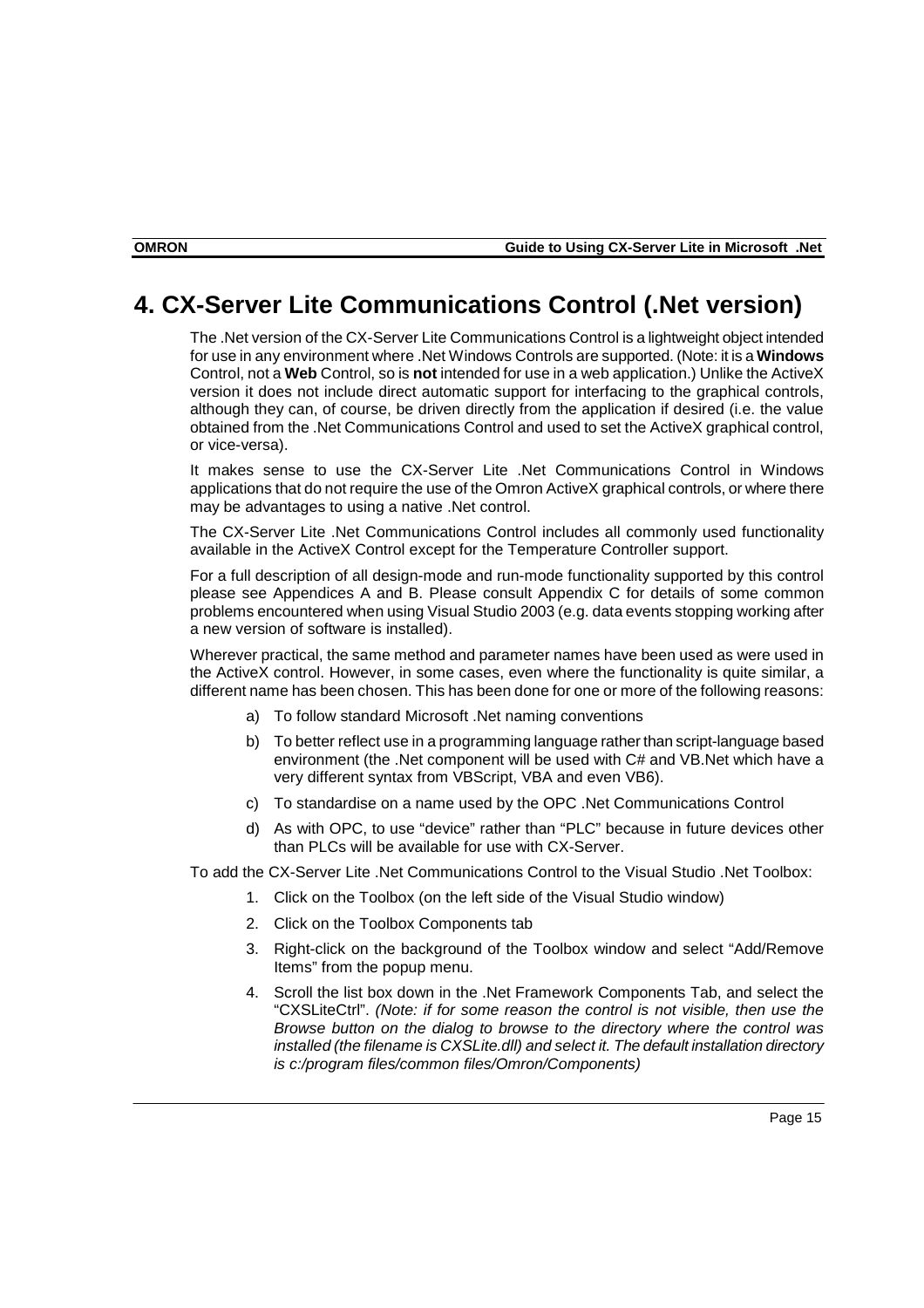# 4. CX-Server Lite Communications Control (.Net version)

The .Net version of the CX-Server Lite Communications Control is a lightweight object intended for use in any environment where .Net Windows Controls are supported. (Note: it is a **Windows** Control, not a **Web** Control, so is **not** intended for use in a web application.) Unlike the ActiveX version it does not include direct automatic support for interfacing to the graphical controls, although they can, of course, be driven directly from the application if desired (i.e. the value obtained from the .Net Communications Control and used to set the ActiveX graphical control, or vice-versa).

It makes sense to use the CX-Server Lite .Net Communications Control in Windows applications that do not require the use of the Omron ActiveX graphical controls, or where there may be advantages to using a native .Net control.

The CX-Server Lite .Net Communications Control includes all commonly used functionality available in the ActiveX Control except for the Temperature Controller support.

For a full description of all design-mode and run-mode functionality supported by this control please see Appendices A and B. Please consult Appendix C for details of some common problems encountered when using Visual Studio 2003 (e.g. data events stopping working after a new version of software is installed).

Wherever practical, the same method and parameter names have been used as were used in the ActiveX control. However, in some cases, even where the functionality is quite similar, a different name has been chosen. This has been done for one or more of the following reasons:

a) To follow standard Microsoft .Net naming conventions

b) To better reflect use in a programming language rather than script-language based environment (the .Net component will be used with C# and VB.Net which have a very different syntax from VBScript, VBA and even VB6).

c) To standardise on a name used by the OPC .Net Communications Control

d) As with OPC, to use “device” rather than “PLC” because in future devices other than PLCs will be available for use with CX-Server.

To add the CX-Server Lite .Net Communications Control to the Visual Studio .Net Toolbox:

1. Click on the Toolbox (on the left side of the Visual Studio window)
2. Click on the Toolbox Components tab
3. Right-click on the background of the Toolbox window and select “Add/Remove Items” from the popup menu.
4. Scroll the list box down in the .Net Framework Components Tab, and select the “CXSLiteCtrl”. *(Note: if for some reason the control is not visible, then use the Browse button on the dialog to browse to the directory where the control was installed (the filename is CXSLite.dll) and select it. The default installation directory is c:/program files/common files/Omron/Components)*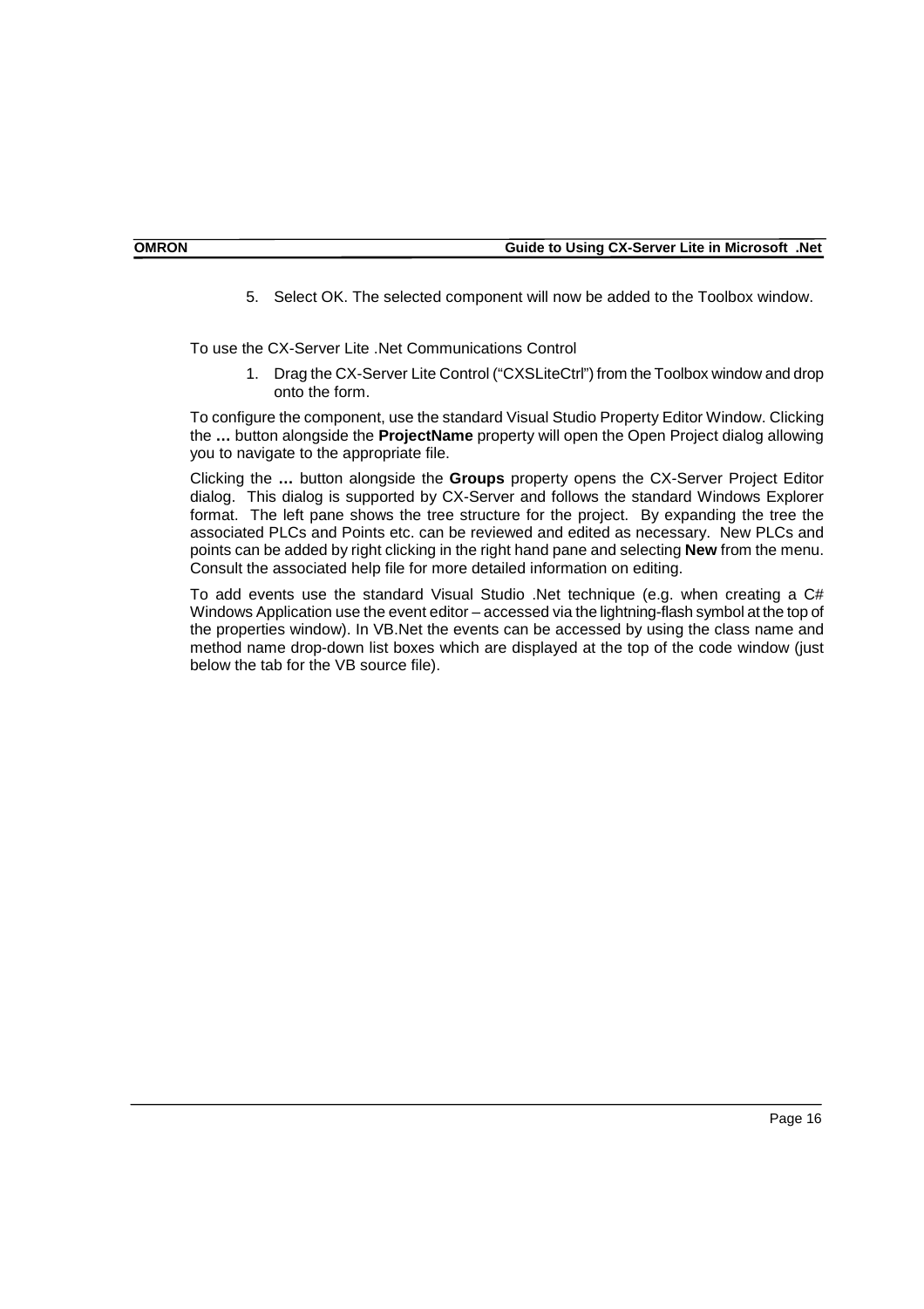5. Select OK. The selected component will now be added to the Toolbox window.

To use the CX-Server Lite .Net Communications Control

1. Drag the CX-Server Lite Control ("CXSLiteCtrl") from the Toolbox window and drop onto the form.

To configure the component, use the standard Visual Studio Property Editor Window. Clicking the **…** button alongside the **ProjectName** property will open the Open Project dialog allowing you to navigate to the appropriate file.

Clicking the **…** button alongside the **Groups** property opens the CX-Server Project Editor dialog. This dialog is supported by CX-Server and follows the standard Windows Explorer format. The left pane shows the tree structure for the project. By expanding the tree the associated PLCs and Points etc. can be reviewed and edited as necessary. New PLCs and points can be added by right clicking in the right hand pane and selecting **New** from the menu. Consult the associated help file for more detailed information on editing.

To add events use the standard Visual Studio .Net technique (e.g. when creating a C# Windows Application use the event editor – accessed via the lightning-flash symbol at the top of the properties window). In VB.Net the events can be accessed by using the class name and method name drop-down list boxes which are displayed at the top of the code window (just below the tab for the VB source file).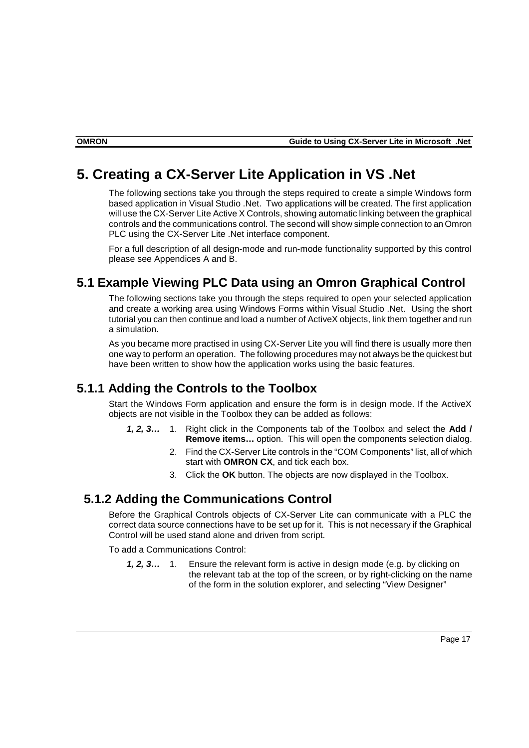# 5. Creating a CX-Server Lite Application in VS .Net

The following sections take you through the steps required to create a simple Windows form based application in Visual Studio .Net. Two applications will be created. The first application will use the CX-Server Lite Active X Controls, showing automatic linking between the graphical controls and the communications control. The second will show simple connection to an Omron PLC using the CX-Server Lite .Net interface component.

For a full description of all design-mode and run-mode functionality supported by this control please see Appendices A and B.

## 5.1 Example Viewing PLC Data using an Omron Graphical Control

The following sections take you through the steps required to open your selected application and create a working area using Windows Forms within Visual Studio .Net. Using the short tutorial you can then continue and load a number of ActiveX objects, link them together and run a simulation.

As you became more practised in using CX-Server Lite you will find there is usually more then one way to perform an operation. The following procedures may not always be the quickest but have been written to show how the application works using the basic features.

### 5.1.1 Adding the Controls to the Toolbox

Start the Windows Form application and ensure the form is in design mode. If the ActiveX objects are not visible in the Toolbox they can be added as follows:

***1, 2, 3…***

1. Right click in the Components tab of the Toolbox and select the **Add / Remove items…** option. This will open the components selection dialog.
2. Find the CX-Server Lite controls in the "COM Components" list, all of which start with **OMRON CX**, and tick each box.
3. Click the **OK** button. The objects are now displayed in the Toolbox.

### 5.1.2 Adding the Communications Control

Before the Graphical Controls objects of CX-Server Lite can communicate with a PLC the correct data source connections have to be set up for it. This is not necessary if the Graphical Control will be used stand alone and driven from script.

To add a Communications Control:

***1, 2, 3…***

1. Ensure the relevant form is active in design mode (e.g. by clicking on the relevant tab at the top of the screen, or by right-clicking on the name of the form in the solution explorer, and selecting "View Designer"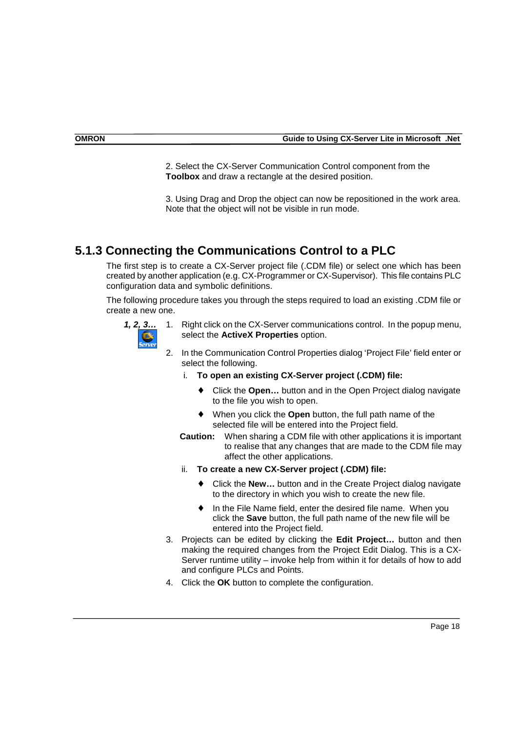2. Select the CX-Server Communication Control component from the **Toolbox** and draw a rectangle at the desired position.

3. Using Drag and Drop the object can now be repositioned in the work area. Note that the object will not be visible in run mode.

### 5.1.3 Connecting the Communications Control to a PLC

The first step is to create a CX-Server project file (.CDM file) or select one which has been created by another application (e.g. CX-Programmer or CX-Supervisor). This file contains PLC configuration data and symbolic definitions.

The following procedure takes you through the steps required to load an existing .CDM file or create a new one.

***1, 2, 3…***

1. Right click on the CX-Server communications control. In the popup menu, select the **ActiveX Properties** option.
2. In the Communication Control Properties dialog 'Project File' field enter or select the following.
   i. **To open an existing CX-Server project (.CDM) file:**
      - Click the **Open…** button and in the Open Project dialog navigate to the file you wish to open.
      - When you click the **Open** button, the full path name of the selected file will be entered into the Project field.

   **Caution:** When sharing a CDM file with other applications it is important to realise that any changes that are made to the CDM file may affect the other applications.

   ii. **To create a new CX-Server project (.CDM) file:**
      - Click the **New…** button and in the Create Project dialog navigate to the directory in which you wish to create the new file.
      - In the File Name field, enter the desired file name. When you click the **Save** button, the full path name of the new file will be entered into the Project field.
3. Projects can be edited by clicking the **Edit Project…** button and then making the required changes from the Project Edit Dialog. This is a CX-Server runtime utility – invoke help from within it for details of how to add and configure PLCs and Points.
4. Click the **OK** button to complete the configuration.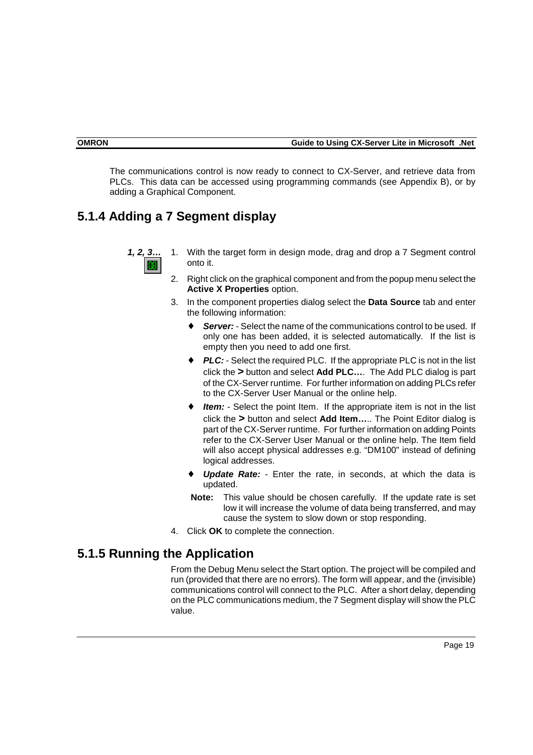The communications control is now ready to connect to CX-Server, and retrieve data from PLCs. This data can be accessed using programming commands (see Appendix B), or by adding a Graphical Component.

## 5.1.4 Adding a 7 Segment display

***1, 2, 3…***

1. With the target form in design mode, drag and drop a 7 Segment control onto it.
2. Right click on the graphical component and from the popup menu select the **Active X Properties** option.
3. In the component properties dialog select the **Data Source** tab and enter the following information:
   - ***Server:*** - Select the name of the communications control to be used. If only one has been added, it is selected automatically. If the list is empty then you need to add one first.
   - ***PLC:*** - Select the required PLC. If the appropriate PLC is not in the list click the **>** button and select **Add PLC…**. The Add PLC dialog is part of the CX-Server runtime. For further information on adding PLCs refer to the CX-Server User Manual or the online help.
   - ***Item:*** - Select the point Item. If the appropriate item is not in the list click the **>** button and select **Add Item…**. The Point Editor dialog is part of the CX-Server runtime. For further information on adding Points refer to the CX-Server User Manual or the online help. The Item field will also accept physical addresses e.g. "DM100" instead of defining logical addresses.
   - ***Update Rate:*** - Enter the rate, in seconds, at which the data is updated.

   **Note:** This value should be chosen carefully. If the update rate is set low it will increase the volume of data being transferred, and may cause the system to slow down or stop responding.
4. Click **OK** to complete the connection.

## 5.1.5 Running the Application

From the Debug Menu select the Start option. The project will be compiled and run (provided that there are no errors). The form will appear, and the (invisible) communications control will connect to the PLC. After a short delay, depending on the PLC communications medium, the 7 Segment display will show the PLC value.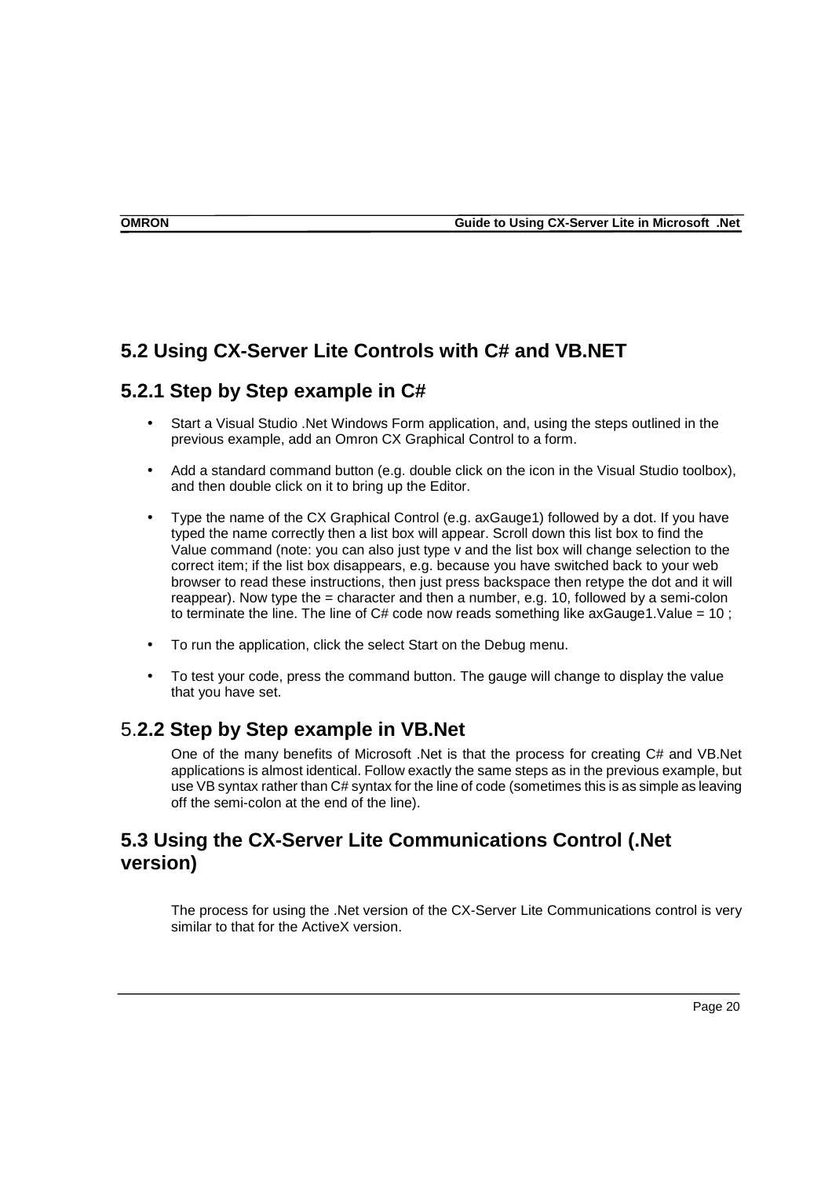## 5.2 Using CX-Server Lite Controls with C# and VB.NET

### 5.2.1 Step by Step example in C#

- Start a Visual Studio .Net Windows Form application, and, using the steps outlined in the previous example, add an Omron CX Graphical Control to a form.
- Add a standard command button (e.g. double click on the icon in the Visual Studio toolbox), and then double click on it to bring up the Editor.
- Type the name of the CX Graphical Control (e.g. axGauge1) followed by a dot. If you have typed the name correctly then a list box will appear. Scroll down this list box to find the Value command (note: you can also just type v and the list box will change selection to the correct item; if the list box disappears, e.g. because you have switched back to your web browser to read these instructions, then just press backspace then retype the dot and it will reappear). Now type the = character and then a number, e.g. 10, followed by a semi-colon to terminate the line. The line of C# code now reads something like axGauge1.Value = 10 ;
- To run the application, click the select Start on the Debug menu.
- To test your code, press the command button. The gauge will change to display the value that you have set.

### 5.2.2 Step by Step example in VB.Net

One of the many benefits of Microsoft .Net is that the process for creating C# and VB.Net applications is almost identical. Follow exactly the same steps as in the previous example, but use VB syntax rather than C# syntax for the line of code (sometimes this is as simple as leaving off the semi-colon at the end of the line).

## 5.3 Using the CX-Server Lite Communications Control (.Net version)

The process for using the .Net version of the CX-Server Lite Communications control is very similar to that for the ActiveX version.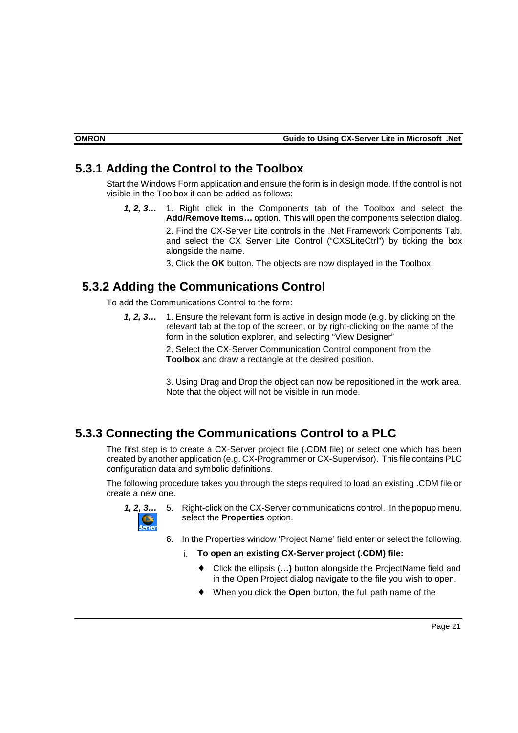## 5.3.1 Adding the Control to the Toolbox

Start the Windows Form application and ensure the form is in design mode. If the control is not visible in the Toolbox it can be added as follows:

***1, 2, 3…*** 1. Right click in the Components tab of the Toolbox and select the **Add/Remove Items…** option. This will open the components selection dialog.

2. Find the CX-Server Lite controls in the .Net Framework Components Tab, and select the CX Server Lite Control ("CXSLiteCtrl") by ticking the box alongside the name.

3. Click the **OK** button. The objects are now displayed in the Toolbox.

## 5.3.2 Adding the Communications Control

To add the Communications Control to the form:

***1, 2, 3…*** 1. Ensure the relevant form is active in design mode (e.g. by clicking on the relevant tab at the top of the screen, or by right-clicking on the name of the form in the solution explorer, and selecting "View Designer"

2. Select the CX-Server Communication Control component from the **Toolbox** and draw a rectangle at the desired position.

3. Using Drag and Drop the object can now be repositioned in the work area. Note that the object will not be visible in run mode.

## 5.3.3 Connecting the Communications Control to a PLC

The first step is to create a CX-Server project file (.CDM file) or select one which has been created by another application (e.g. CX-Programmer or CX-Supervisor). This file contains PLC configuration data and symbolic definitions.

The following procedure takes you through the steps required to load an existing .CDM file or create a new one.

***1, 2, 3…***

5. Right-click on the CX-Server communications control. In the popup menu, select the **Properties** option.
6. In the Properties window 'Project Name' field enter or select the following.

   i. **To open an existing CX-Server project (.CDM) file:**

   - Click the ellipsis (**…)** button alongside the ProjectName field and in the Open Project dialog navigate to the file you wish to open.
   - When you click the **Open** button, the full path name of the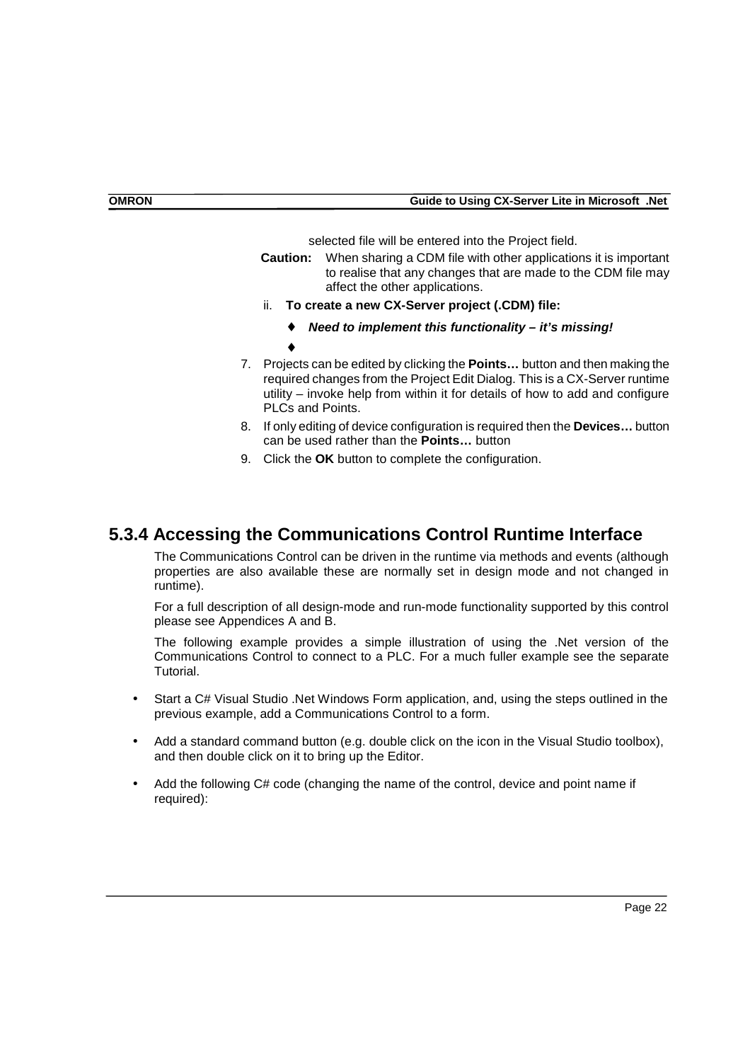selected file will be entered into the Project field.

**Caution:** When sharing a CDM file with other applications it is important to realise that any changes that are made to the CDM file may affect the other applications.

ii. **To create a new CX-Server project (.CDM) file:**

- ***Need to implement this functionality – it's missing!***
- 

7. Projects can be edited by clicking the **Points…** button and then making the required changes from the Project Edit Dialog. This is a CX-Server runtime utility – invoke help from within it for details of how to add and configure PLCs and Points.
8. If only editing of device configuration is required then the **Devices…** button can be used rather than the **Points…** button
9. Click the **OK** button to complete the configuration.

## 5.3.4 Accessing the Communications Control Runtime Interface

The Communications Control can be driven in the runtime via methods and events (although properties are also available these are normally set in design mode and not changed in runtime).

For a full description of all design-mode and run-mode functionality supported by this control please see Appendices A and B.

The following example provides a simple illustration of using the .Net version of the Communications Control to connect to a PLC. For a much fuller example see the separate Tutorial.

- Start a C# Visual Studio .Net Windows Form application, and, using the steps outlined in the previous example, add a Communications Control to a form.
- Add a standard command button (e.g. double click on the icon in the Visual Studio toolbox), and then double click on it to bring up the Editor.
- Add the following C# code (changing the name of the control, device and point name if required):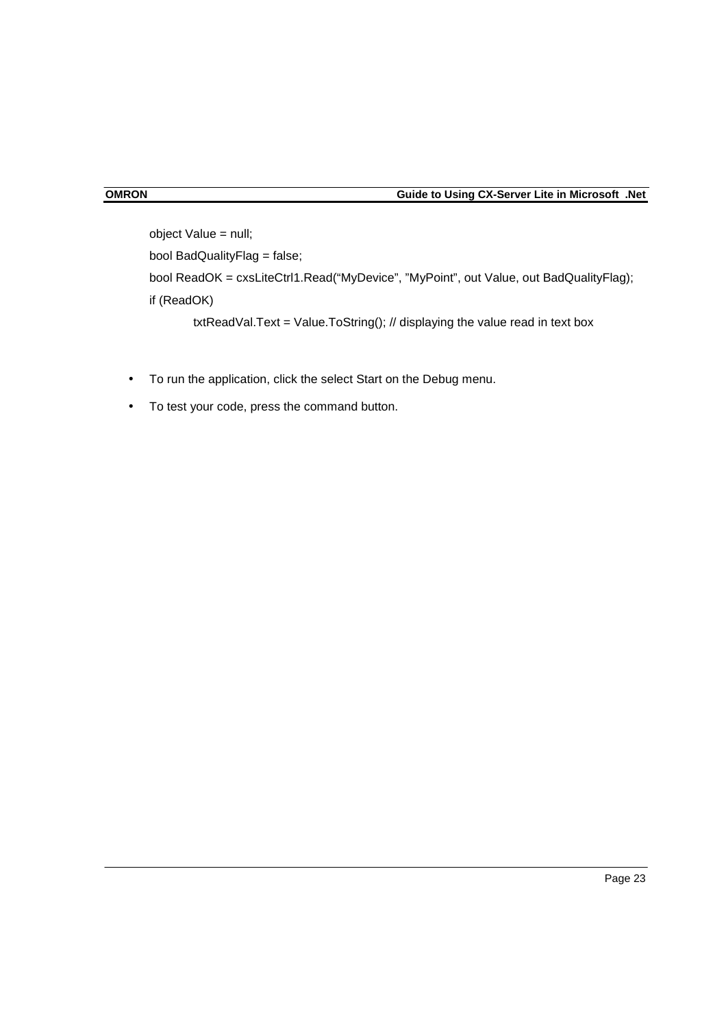```
object Value = null;
bool BadQualityFlag = false;
bool ReadOK = cxsLiteCtrl1.Read("MyDevice", "MyPoint", out Value, out BadQualityFlag);
if (ReadOK)
    txtReadVal.Text = Value.ToString(); // displaying the value read in text box
```

- To run the application, click the select Start on the Debug menu.
- To test your code, press the command button.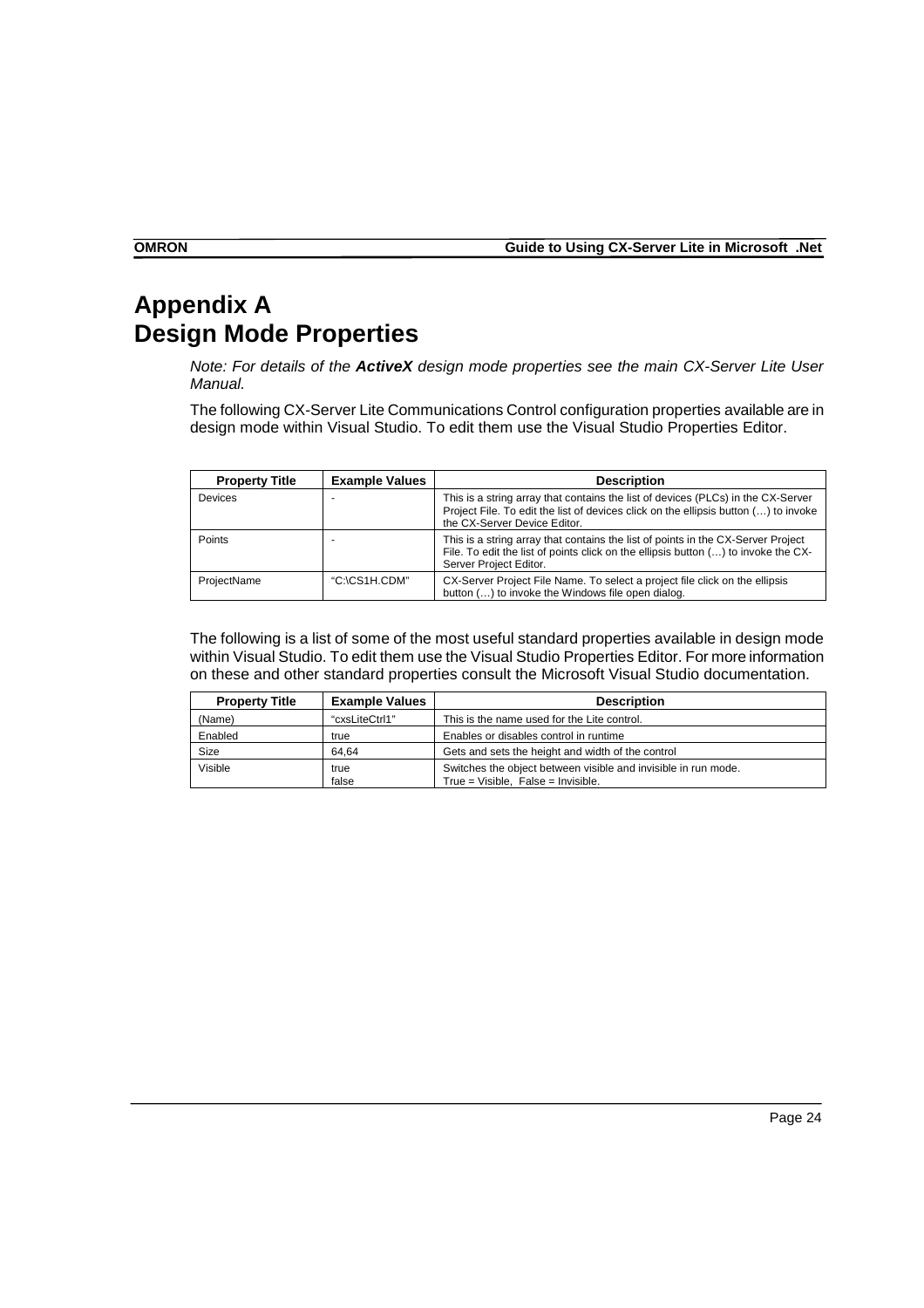# Appendix A
# Design Mode Properties

*Note: For details of the **ActiveX** design mode properties see the main CX-Server Lite User Manual.*

The following CX-Server Lite Communications Control configuration properties available are in design mode within Visual Studio. To edit them use the Visual Studio Properties Editor.

| Property Title | Example Values | Description |
|---|---|---|
| Devices | - | This is a string array that contains the list of devices (PLCs) in the CX-Server Project File. To edit the list of devices click on the ellipsis button (…) to invoke the CX-Server Device Editor. |
| Points | - | This is a string array that contains the list of points in the CX-Server Project File. To edit the list of points click on the ellipsis button (…) to invoke the CX-Server Project Editor. |
| ProjectName | "C:\CS1H.CDM" | CX-Server Project File Name. To select a project file click on the ellipsis button (…) to invoke the Windows file open dialog. |

The following is a list of some of the most useful standard properties available in design mode within Visual Studio. To edit them use the Visual Studio Properties Editor. For more information on these and other standard properties consult the Microsoft Visual Studio documentation.

| Property Title | Example Values | Description |
|---|---|---|
| (Name) | "cxsLiteCtrl1" | This is the name used for the Lite control. |
| Enabled | true | Enables or disables control in runtime |
| Size | 64,64 | Gets and sets the height and width of the control |
| Visible | true<br>false | Switches the object between visible and invisible in run mode.<br>True = Visible, False = Invisible. |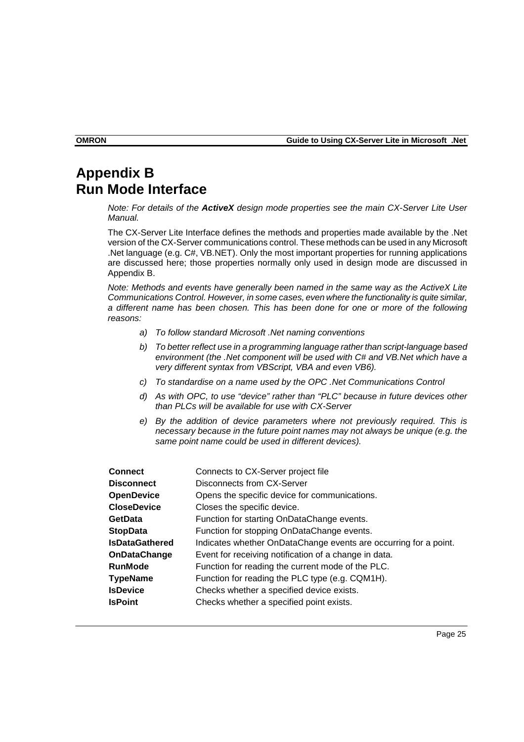# Appendix B
# Run Mode Interface

*Note: For details of the **ActiveX** design mode properties see the main CX-Server Lite User Manual.*

The CX-Server Lite Interface defines the methods and properties made available by the .Net version of the CX-Server communications control. These methods can be used in any Microsoft .Net language (e.g. C#, VB.NET). Only the most important properties for running applications are discussed here; those properties normally only used in design mode are discussed in Appendix B.

*Note: Methods and events have generally been named in the same way as the ActiveX Lite Communications Control. However, in some cases, even where the functionality is quite similar, a different name has been chosen. This has been done for one or more of the following reasons:*

*a) To follow standard Microsoft .Net naming conventions*

*b) To better reflect use in a programming language rather than script-language based environment (the .Net component will be used with C# and VB.Net which have a very different syntax from VBScript, VBA and even VB6).*

*c) To standardise on a name used by the OPC .Net Communications Control*

*d) As with OPC, to use "device" rather than "PLC" because in future devices other than PLCs will be available for use with CX-Server*

*e) By the addition of device parameters where not previously required. This is necessary because in the future point names may not always be unique (e.g. the same point name could be used in different devices).*

| | |
|---|---|
| **Connect** | Connects to CX-Server project file |
| **Disconnect** | Disconnects from CX-Server |
| **OpenDevice** | Opens the specific device for communications. |
| **CloseDevice** | Closes the specific device. |
| **GetData** | Function for starting OnDataChange events. |
| **StopData** | Function for stopping OnDataChange events. |
| **IsDataGathered** | Indicates whether OnDataChange events are occurring for a point. |
| **OnDataChange** | Event for receiving notification of a change in data. |
| **RunMode** | Function for reading the current mode of the PLC. |
| **TypeName** | Function for reading the PLC type (e.g. CQM1H). |
| **IsDevice** | Checks whether a specified device exists. |
| **IsPoint** | Checks whether a specified point exists. |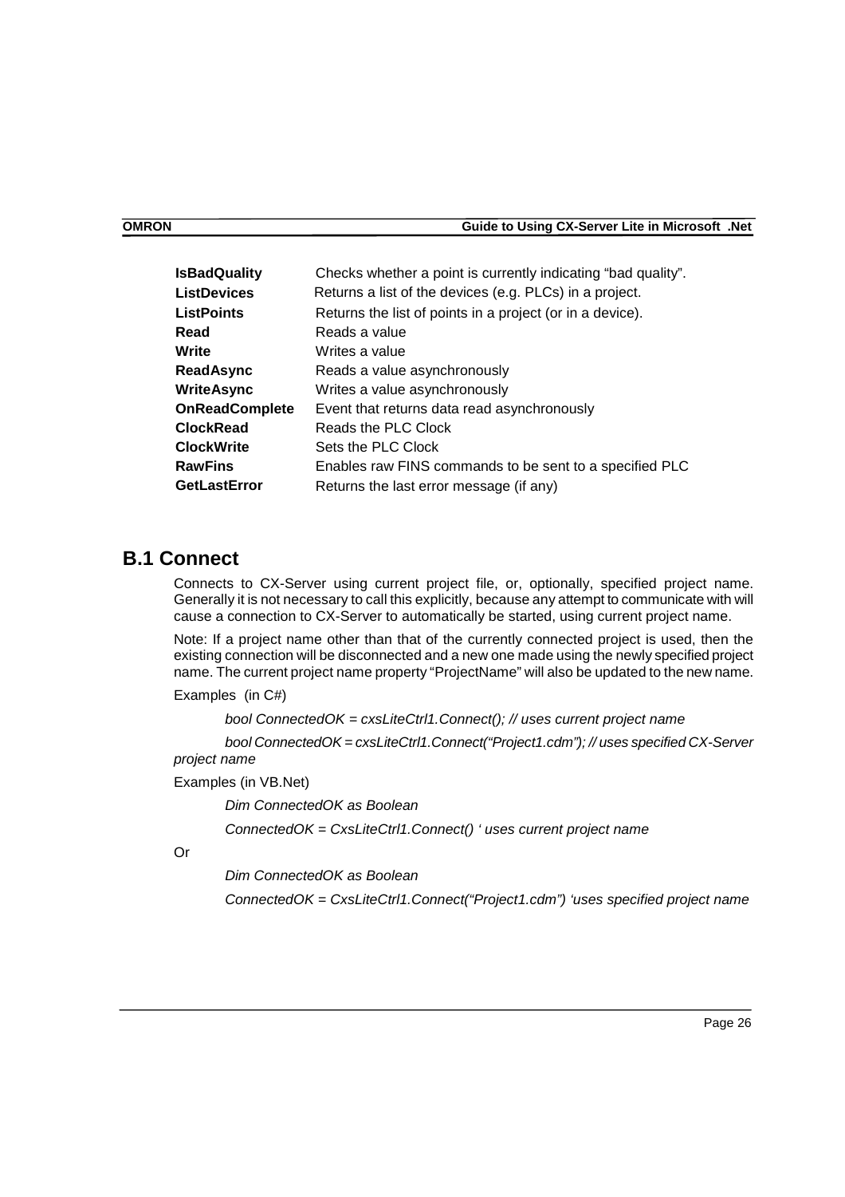| | |
|---|---|
| **IsBadQuality** | Checks whether a point is currently indicating “bad quality”. |
| **ListDevices** | Returns a list of the devices (e.g. PLCs) in a project. |
| **ListPoints** | Returns the list of points in a project (or in a device). |
| **Read** | Reads a value |
| **Write** | Writes a value |
| **ReadAsync** | Reads a value asynchronously |
| **WriteAsync** | Writes a value asynchronously |
| **OnReadComplete** | Event that returns data read asynchronously |
| **ClockRead** | Reads the PLC Clock |
| **ClockWrite** | Sets the PLC Clock |
| **RawFins** | Enables raw FINS commands to be sent to a specified PLC |
| **GetLastError** | Returns the last error message (if any) |

## B.1 Connect

Connects to CX-Server using current project file, or, optionally, specified project name. Generally it is not necessary to call this explicitly, because any attempt to communicate with will cause a connection to CX-Server to automatically be started, using current project name.

Note: If a project name other than that of the currently connected project is used, then the existing connection will be disconnected and a new one made using the newly specified project name. The current project name property “ProjectName” will also be updated to the new name.

Examples (in C#)

*bool ConnectedOK = cxsLiteCtrl1.Connect(); // uses current project name*

*bool ConnectedOK = cxsLiteCtrl1.Connect(“Project1.cdm”); // uses specified CX-Server project name*

Examples (in VB.Net)

*Dim ConnectedOK as Boolean*

*ConnectedOK = CxsLiteCtrl1.Connect() ‘ uses current project name*

Or

*Dim ConnectedOK as Boolean*

*ConnectedOK = CxsLiteCtrl1.Connect(“Project1.cdm”) ‘uses specified project name*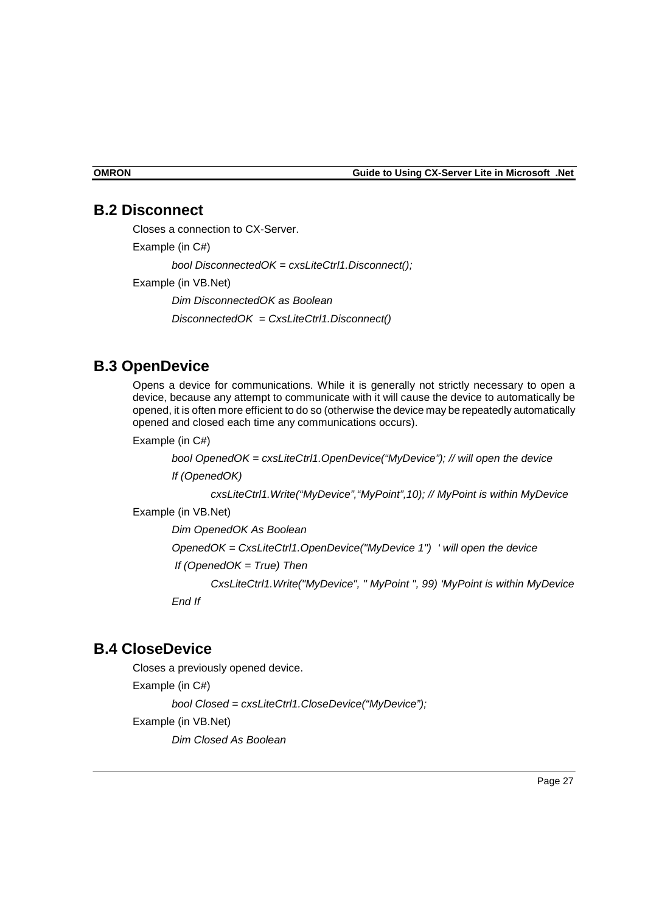## B.2 Disconnect

Closes a connection to CX-Server.

Example (in C#)

```
bool DisconnectedOK = cxsLiteCtrl1.Disconnect();
```

Example (in VB.Net)

```
Dim DisconnectedOK as Boolean
DisconnectedOK  = CxsLiteCtrl1.Disconnect()
```

## B.3 OpenDevice

Opens a device for communications. While it is generally not strictly necessary to open a device, because any attempt to communicate with it will cause the device to automatically be opened, it is often more efficient to do so (otherwise the device may be repeatedly automatically opened and closed each time any communications occurs).

Example (in C#)

```
bool OpenedOK = cxsLiteCtrl1.OpenDevice("MyDevice"); // will open the device
If (OpenedOK)
        cxsLiteCtrl1.Write("MyDevice","MyPoint",10); // MyPoint is within MyDevice
```

Example (in VB.Net)

```
Dim OpenedOK As Boolean
OpenedOK = CxsLiteCtrl1.OpenDevice("MyDevice 1")  ' will open the device
 If (OpenedOK = True) Then
        CxsLiteCtrl1.Write("MyDevice", " MyPoint ", 99) 'MyPoint is within MyDevice
End If
```

## B.4 CloseDevice

Closes a previously opened device.

Example (in C#)

```
bool Closed = cxsLiteCtrl1.CloseDevice("MyDevice");
```

Example (in VB.Net)

```
Dim Closed As Boolean
```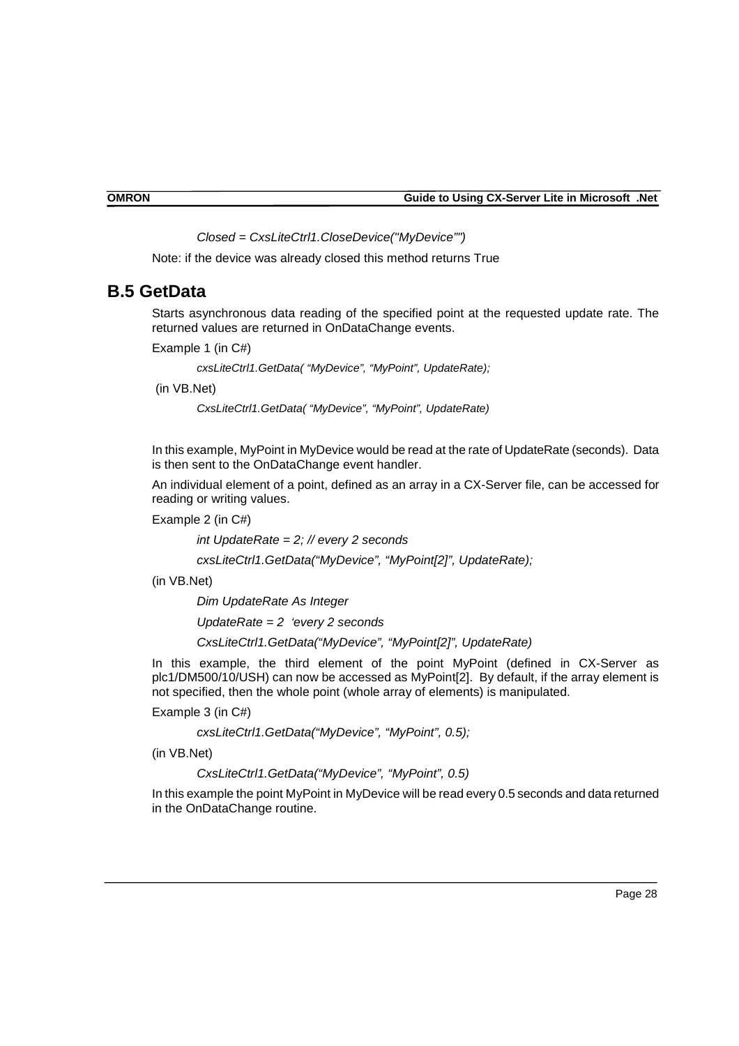*Closed = CxsLiteCtrl1.CloseDevice("MyDevice"")*

Note: if the device was already closed this method returns True

## B.5 GetData

Starts asynchronous data reading of the specified point at the requested update rate. The returned values are returned in OnDataChange events.

Example 1 (in C#)

*cxsLiteCtrl1.GetData( "MyDevice", "MyPoint", UpdateRate);*

(in VB.Net)

*CxsLiteCtrl1.GetData( "MyDevice", "MyPoint", UpdateRate)*

In this example, MyPoint in MyDevice would be read at the rate of UpdateRate (seconds). Data is then sent to the OnDataChange event handler.

An individual element of a point, defined as an array in a CX-Server file, can be accessed for reading or writing values.

Example 2 (in C#)

*int UpdateRate = 2; // every 2 seconds*

*cxsLiteCtrl1.GetData("MyDevice", "MyPoint[2]", UpdateRate);*

(in VB.Net)

*Dim UpdateRate As Integer*

*UpdateRate = 2 'every 2 seconds*

*CxsLiteCtrl1.GetData("MyDevice", "MyPoint[2]", UpdateRate)*

In this example, the third element of the point MyPoint (defined in CX-Server as plc1/DM500/10/USH) can now be accessed as MyPoint[2]. By default, if the array element is not specified, then the whole point (whole array of elements) is manipulated.

Example 3 (in C#)

*cxsLiteCtrl1.GetData("MyDevice", "MyPoint", 0.5);*

(in VB.Net)

*CxsLiteCtrl1.GetData("MyDevice", "MyPoint", 0.5)*

In this example the point MyPoint in MyDevice will be read every 0.5 seconds and data returned in the OnDataChange routine.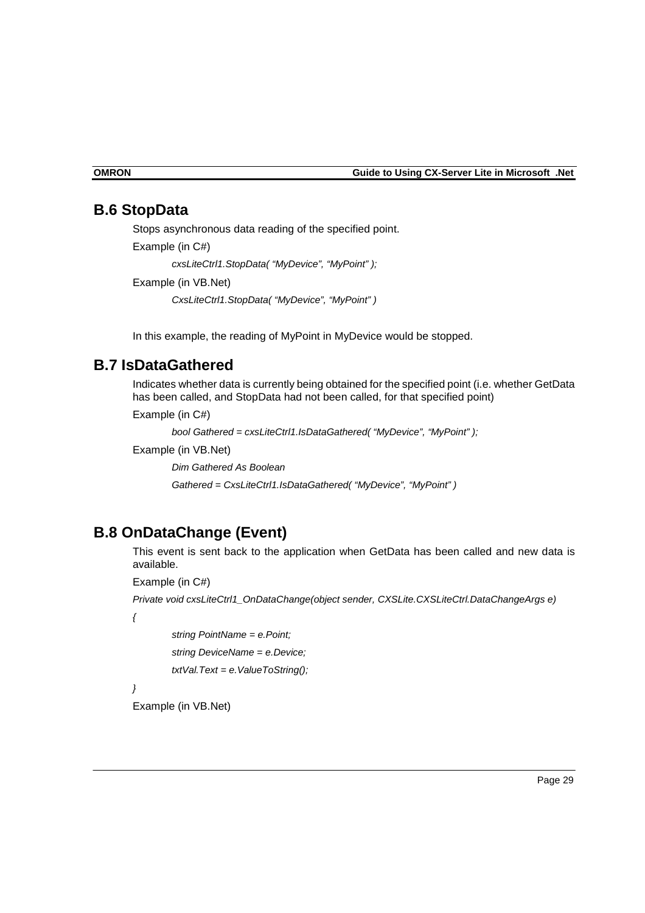## B.6 StopData

Stops asynchronous data reading of the specified point.

Example (in C#)

```
cxsLiteCtrl1.StopData( “MyDevice”, “MyPoint” );
```

Example (in VB.Net)

```
CxsLiteCtrl1.StopData( “MyDevice”, “MyPoint” )
```

In this example, the reading of MyPoint in MyDevice would be stopped.

## B.7 IsDataGathered

Indicates whether data is currently being obtained for the specified point (i.e. whether GetData has been called, and StopData had not been called, for that specified point)

Example (in C#)

```
bool Gathered = cxsLiteCtrl1.IsDataGathered( “MyDevice”, “MyPoint” );
```

Example (in VB.Net)

```
Dim Gathered As Boolean
Gathered = CxsLiteCtrl1.IsDataGathered( “MyDevice”, “MyPoint” )
```

## B.8 OnDataChange (Event)

This event is sent back to the application when GetData has been called and new data is available.

Example (in C#)

```
Private void cxsLiteCtrl1_OnDataChange(object sender, CXSLite.CXSLiteCtrl.DataChangeArgs e)
{
    string PointName = e.Point;
    string DeviceName = e.Device;
    txtVal.Text = e.ValueToString();
}
```

Example (in VB.Net)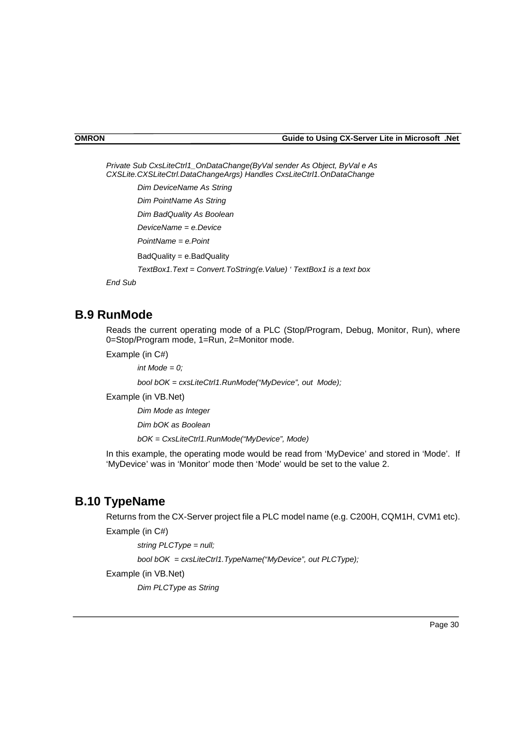```
Private Sub CxsLiteCtrl1_OnDataChange(ByVal sender As Object, ByVal e As CXSLite.CXSLiteCtrl.DataChangeArgs) Handles CxsLiteCtrl1.OnDataChange
    Dim DeviceName As String
    Dim PointName As String
    Dim BadQuality As Boolean
    DeviceName = e.Device
    PointName = e.Point
    BadQuality = e.BadQuality
    TextBox1.Text = Convert.ToString(e.Value) ' TextBox1 is a text box
End Sub
```

## B.9 RunMode

Reads the current operating mode of a PLC (Stop/Program, Debug, Monitor, Run), where 0=Stop/Program mode, 1=Run, 2=Monitor mode.

Example (in C#)

```
int Mode = 0;
bool bOK = cxsLiteCtrl1.RunMode("MyDevice", out  Mode);
```

Example (in VB.Net)

```
Dim Mode as Integer
Dim bOK as Boolean
bOK = CxsLiteCtrl1.RunMode("MyDevice", Mode)
```

In this example, the operating mode would be read from 'MyDevice' and stored in 'Mode'. If 'MyDevice' was in 'Monitor' mode then 'Mode' would be set to the value 2.

## B.10 TypeName

Returns from the CX-Server project file a PLC model name (e.g. C200H, CQM1H, CVM1 etc).

Example (in C#)

```
string PLCType = null;
bool bOK  = cxsLiteCtrl1.TypeName("MyDevice", out PLCType);
```

Example (in VB.Net)

```
Dim PLCType as String
```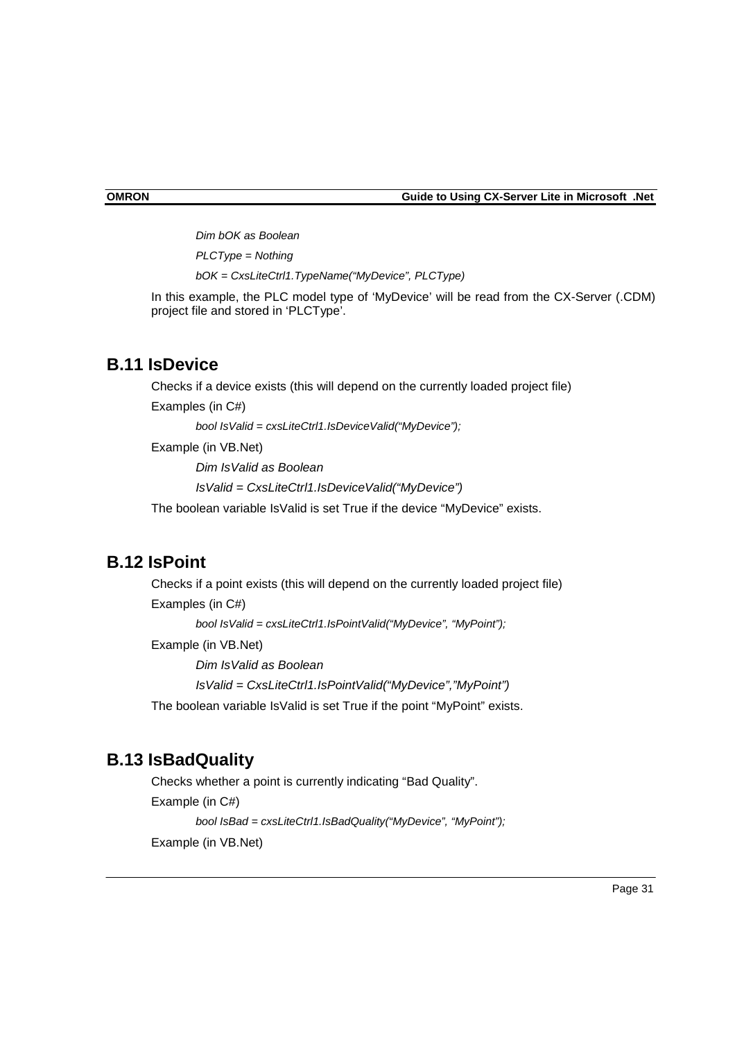```
Dim bOK as Boolean
PLCType = Nothing
bOK = CxsLiteCtrl1.TypeName("MyDevice", PLCType)
```

In this example, the PLC model type of 'MyDevice' will be read from the CX-Server (.CDM) project file and stored in 'PLCType'.

## B.11 IsDevice

Checks if a device exists (this will depend on the currently loaded project file)

Examples (in C#)

```
bool IsValid = cxsLiteCtrl1.IsDeviceValid("MyDevice");
```

Example (in VB.Net)

```
Dim IsValid as Boolean
IsValid = CxsLiteCtrl1.IsDeviceValid("MyDevice")
```

The boolean variable IsValid is set True if the device "MyDevice" exists.

## B.12 IsPoint

Checks if a point exists (this will depend on the currently loaded project file)

Examples (in C#)

```
bool IsValid = cxsLiteCtrl1.IsPointValid("MyDevice", "MyPoint");
```

Example (in VB.Net)

```
Dim IsValid as Boolean
IsValid = CxsLiteCtrl1.IsPointValid("MyDevice","MyPoint")
```

The boolean variable IsValid is set True if the point "MyPoint" exists.

## B.13 IsBadQuality

Checks whether a point is currently indicating "Bad Quality".

Example (in C#)

```
bool IsBad = cxsLiteCtrl1.IsBadQuality("MyDevice", "MyPoint");
```

Example (in VB.Net)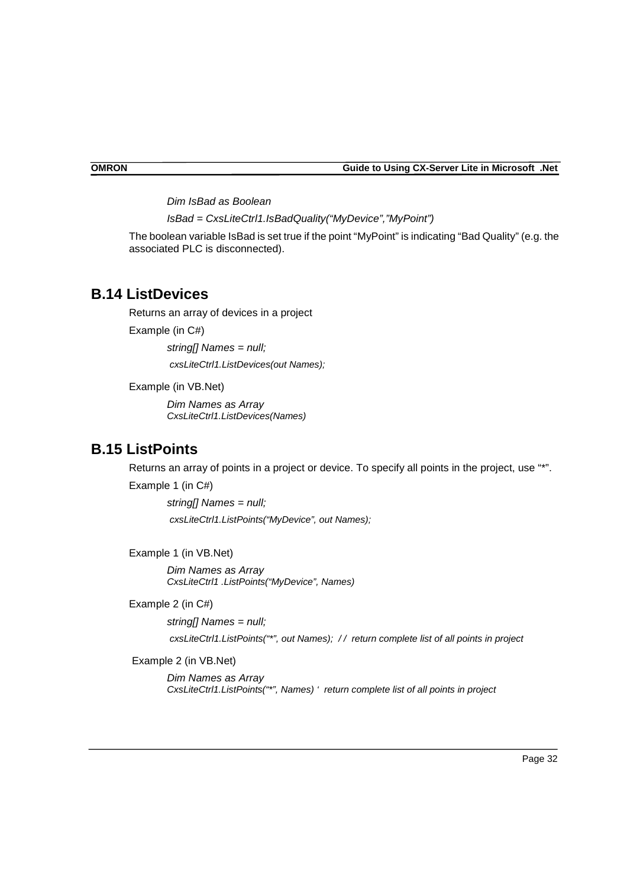```
Dim IsBad as Boolean
IsBad = CxsLiteCtrl1.IsBadQuality("MyDevice","MyPoint")
```

The boolean variable IsBad is set true if the point "MyPoint" is indicating "Bad Quality" (e.g. the associated PLC is disconnected).

## B.14 ListDevices

Returns an array of devices in a project

Example (in C#)

```
string[] Names = null;
cxsLiteCtrl1.ListDevices(out Names);
```

Example (in VB.Net)

```
Dim Names as Array
CxsLiteCtrl1.ListDevices(Names)
```

## B.15 ListPoints

Returns an array of points in a project or device. To specify all points in the project, use "*".

Example 1 (in C#)

```
string[] Names = null;
cxsLiteCtrl1.ListPoints("MyDevice", out Names);
```

Example 1 (in VB.Net)

```
Dim Names as Array
CxsLiteCtrl1 .ListPoints("MyDevice", Names)
```

Example 2 (in C#)

```
string[] Names = null;
cxsLiteCtrl1.ListPoints("*", out Names);  // return complete list of all points in project
```

Example 2 (in VB.Net)

```
Dim Names as Array
CxsLiteCtrl1.ListPoints("*", Names) '  return complete list of all points in project
```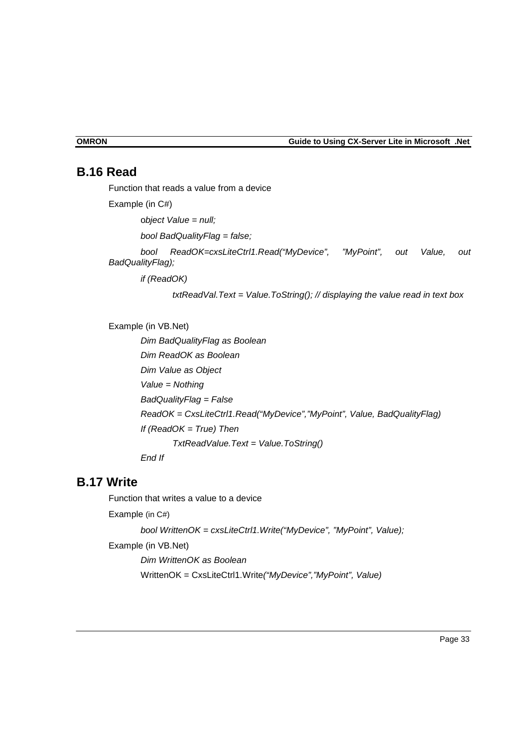## B.16 Read

Function that reads a value from a device

Example (in C#)

```
object Value = null;

bool BadQualityFlag = false;

bool ReadOK=cxsLiteCtrl1.Read(“MyDevice”, ”MyPoint”, out Value, out BadQualityFlag);

if (ReadOK)

    txtReadVal.Text = Value.ToString(); // displaying the value read in text box
```

Example (in VB.Net)

```
Dim BadQualityFlag as Boolean
Dim ReadOK as Boolean
Dim Value as Object
Value = Nothing
BadQualityFlag = False
ReadOK = CxsLiteCtrl1.Read(“MyDevice”,”MyPoint”, Value, BadQualityFlag)
If (ReadOK = True) Then
    TxtReadValue.Text = Value.ToString()
End If
```

## B.17 Write

Function that writes a value to a device

Example (in C#)

```
bool WrittenOK = cxsLiteCtrl1.Write(“MyDevice”, ”MyPoint”, Value);
```

Example (in VB.Net)

```
Dim WrittenOK as Boolean
WrittenOK = CxsLiteCtrl1.Write(“MyDevice”,”MyPoint”, Value)
```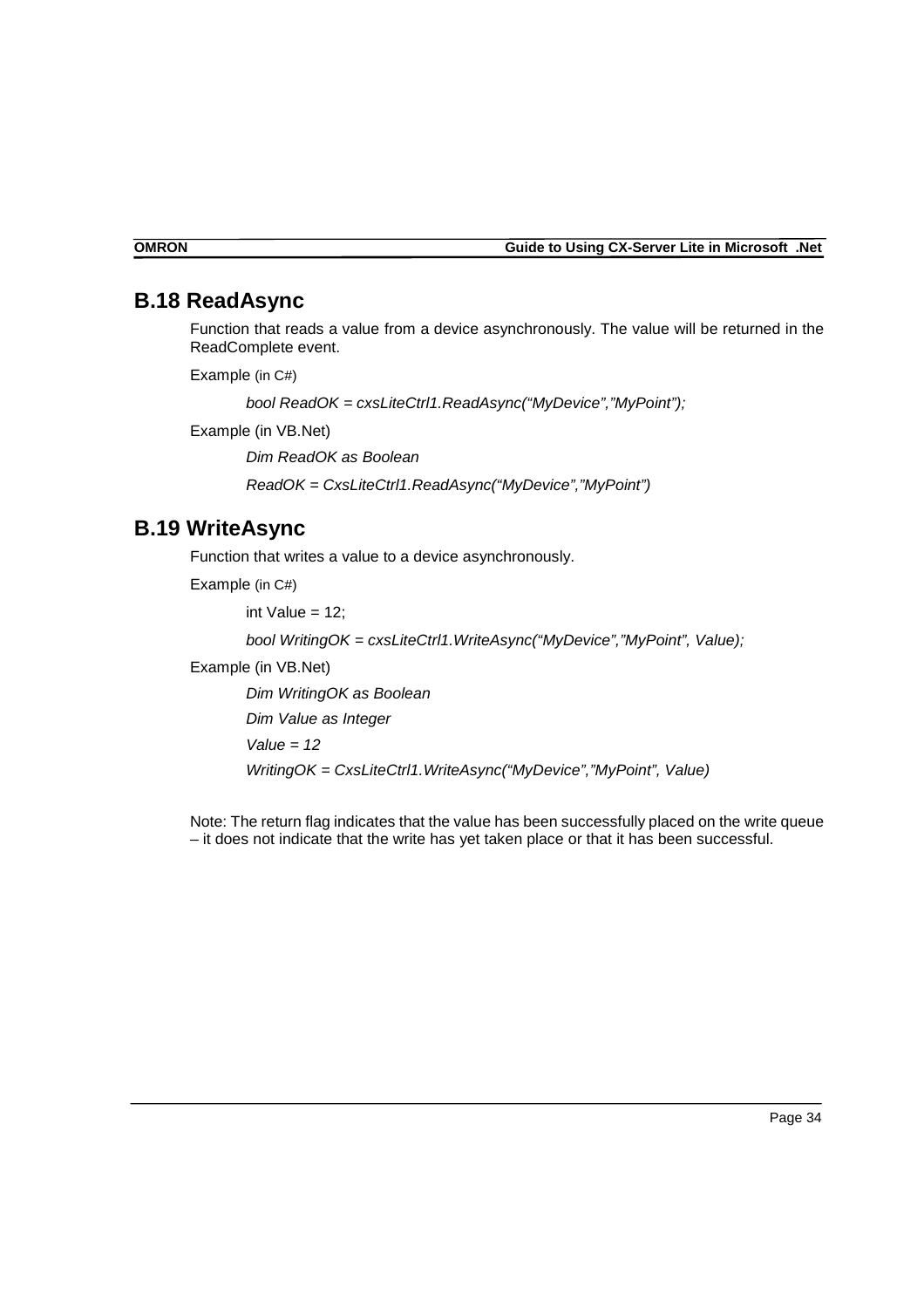## B.18 ReadAsync

Function that reads a value from a device asynchronously. The value will be returned in the ReadComplete event.

Example (in C#)

*bool ReadOK = cxsLiteCtrl1.ReadAsync("MyDevice","MyPoint");*

Example (in VB.Net)

*Dim ReadOK as Boolean*

*ReadOK = CxsLiteCtrl1.ReadAsync("MyDevice","MyPoint")*

## B.19 WriteAsync

Function that writes a value to a device asynchronously.

Example (in C#)

int Value = 12;

*bool WritingOK = cxsLiteCtrl1.WriteAsync("MyDevice","MyPoint", Value);*

Example (in VB.Net)

*Dim WritingOK as Boolean*

*Dim Value as Integer*

*Value = 12*

*WritingOK = CxsLiteCtrl1.WriteAsync("MyDevice","MyPoint", Value)*

Note: The return flag indicates that the value has been successfully placed on the write queue – it does not indicate that the write has yet taken place or that it has been successful.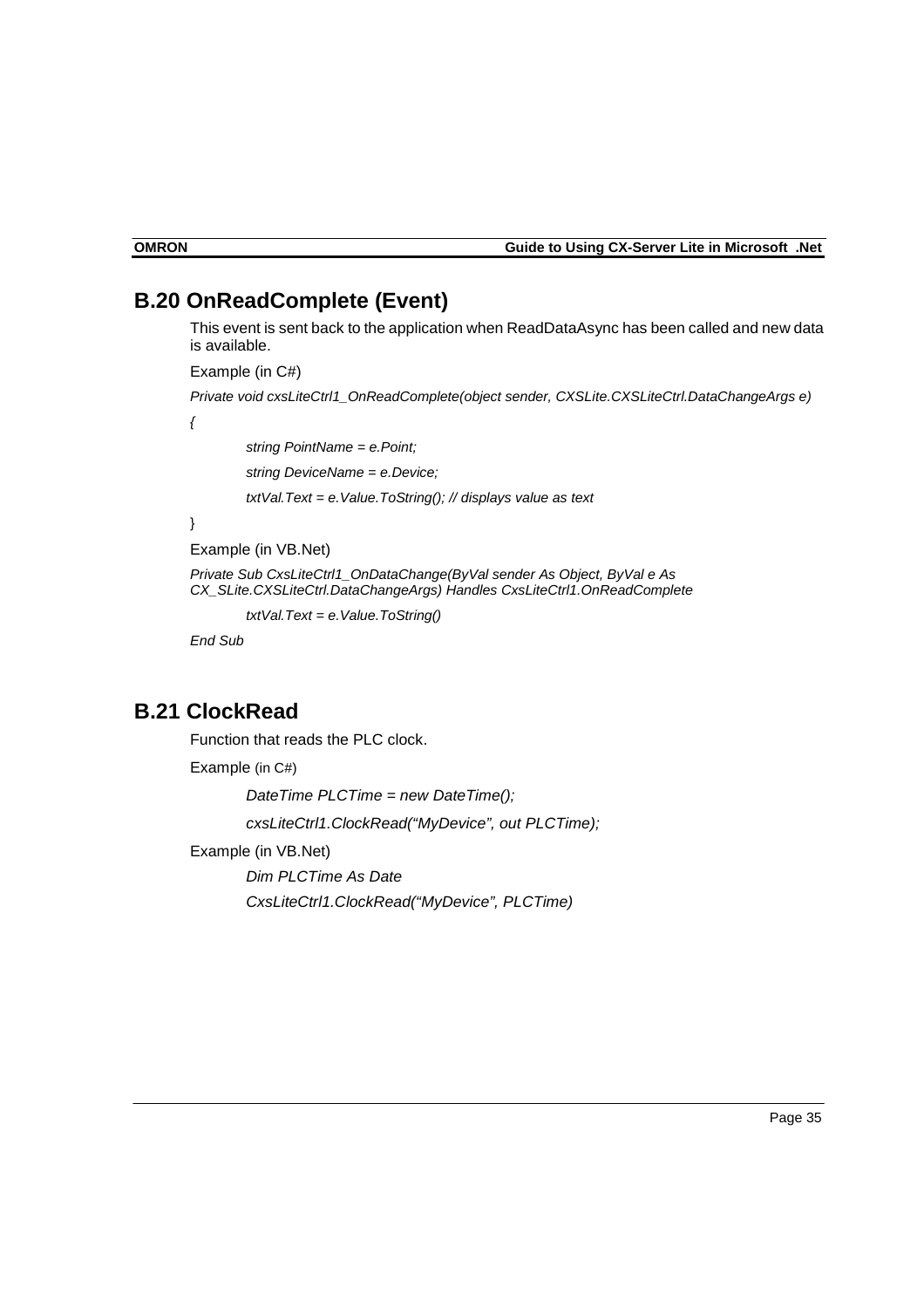## B.20 OnReadComplete (Event)

This event is sent back to the application when ReadDataAsync has been called and new data is available.

Example (in C#)

```
Private void cxsLiteCtrl1_OnReadComplete(object sender, CXSLite.CXSLiteCtrl.DataChangeArgs e)
{
        string PointName = e.Point;
        string DeviceName = e.Device;
        txtVal.Text = e.Value.ToString(); // displays value as text
}
```

Example (in VB.Net)

```
Private Sub CxsLiteCtrl1_OnDataChange(ByVal sender As Object, ByVal e As CX_SLite.CXSLiteCtrl.DataChangeArgs) Handles CxsLiteCtrl1.OnReadComplete
        txtVal.Text = e.Value.ToString()
End Sub
```

## B.21 ClockRead

Function that reads the PLC clock.

Example (in C#)

```
DateTime PLCTime = new DateTime();
cxsLiteCtrl1.ClockRead("MyDevice", out PLCTime);
```

Example (in VB.Net)

```
Dim PLCTime As Date
CxsLiteCtrl1.ClockRead("MyDevice", PLCTime)
```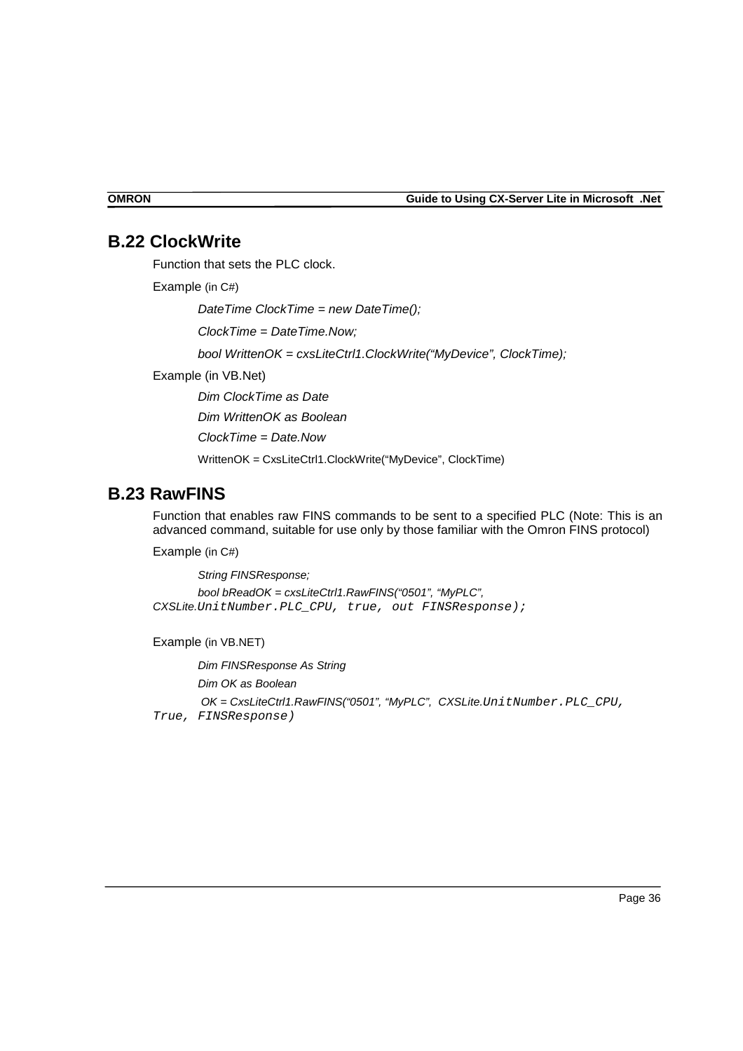## B.22 ClockWrite

Function that sets the PLC clock.

Example (in C#)

```
DateTime ClockTime = new DateTime();
ClockTime = DateTime.Now;
bool WrittenOK = cxsLiteCtrl1.ClockWrite(“MyDevice”, ClockTime);
```

Example (in VB.Net)

```
Dim ClockTime as Date
Dim WrittenOK as Boolean
ClockTime = Date.Now
WrittenOK = CxsLiteCtrl1.ClockWrite(“MyDevice”, ClockTime)
```

## B.23 RawFINS

Function that enables raw FINS commands to be sent to a specified PLC (Note: This is an advanced command, suitable for use only by those familiar with the Omron FINS protocol)

Example (in C#)

```
String FINSResponse;
bool bReadOK = cxsLiteCtrl1.RawFINS(“0501”, “MyPLC”, CXSLite.UnitNumber.PLC_CPU, true, out FINSResponse);
```

Example (in VB.NET)

```
Dim FINSResponse As String
Dim OK as Boolean
OK = CxsLiteCtrl1.RawFINS(“0501”, “MyPLC”, CXSLite.UnitNumber.PLC_CPU, True, FINSResponse)
```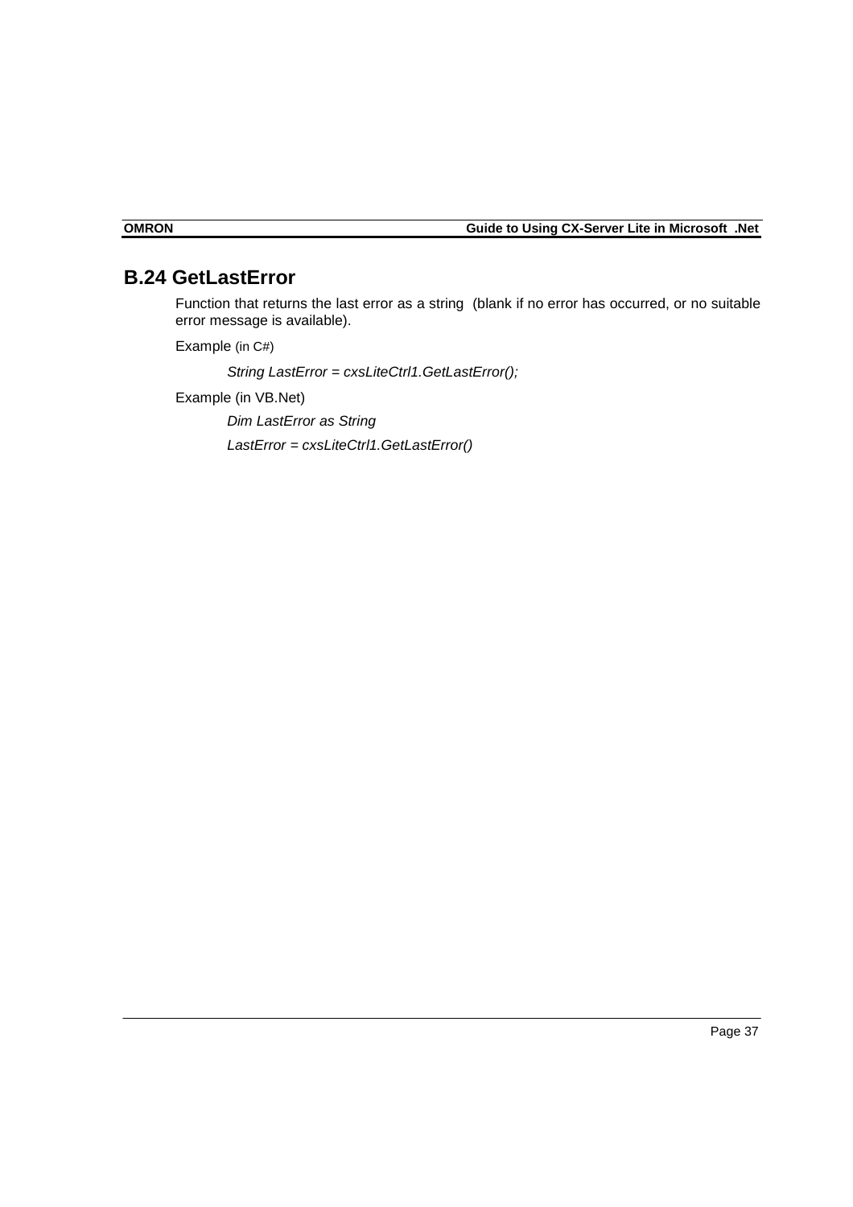## B.24 GetLastError

Function that returns the last error as a string (blank if no error has occurred, or no suitable error message is available).

Example (in C#)

*String LastError = cxsLiteCtrl1.GetLastError();*

Example (in VB.Net)

*Dim LastError as String*

*LastError = cxsLiteCtrl1.GetLastError()*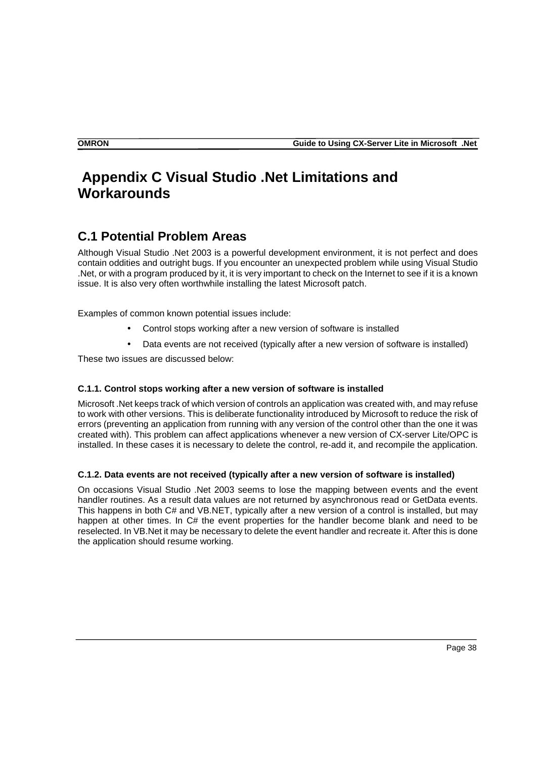# Appendix C Visual Studio .Net Limitations and Workarounds

## C.1 Potential Problem Areas

Although Visual Studio .Net 2003 is a powerful development environment, it is not perfect and does contain oddities and outright bugs. If you encounter an unexpected problem while using Visual Studio .Net, or with a program produced by it, it is very important to check on the Internet to see if it is a known issue. It is also very often worthwhile installing the latest Microsoft patch.

Examples of common known potential issues include:

- Control stops working after a new version of software is installed
- Data events are not received (typically after a new version of software is installed)

These two issues are discussed below:

#### C.1.1. Control stops working after a new version of software is installed

Microsoft .Net keeps track of which version of controls an application was created with, and may refuse to work with other versions. This is deliberate functionality introduced by Microsoft to reduce the risk of errors (preventing an application from running with any version of the control other than the one it was created with). This problem can affect applications whenever a new version of CX-server Lite/OPC is installed. In these cases it is necessary to delete the control, re-add it, and recompile the application.

#### C.1.2. Data events are not received (typically after a new version of software is installed)

On occasions Visual Studio .Net 2003 seems to lose the mapping between events and the event handler routines. As a result data values are not returned by asynchronous read or GetData events. This happens in both C# and VB.NET, typically after a new version of a control is installed, but may happen at other times. In C# the event properties for the handler become blank and need to be reselected. In VB.Net it may be necessary to delete the event handler and recreate it. After this is done the application should resume working.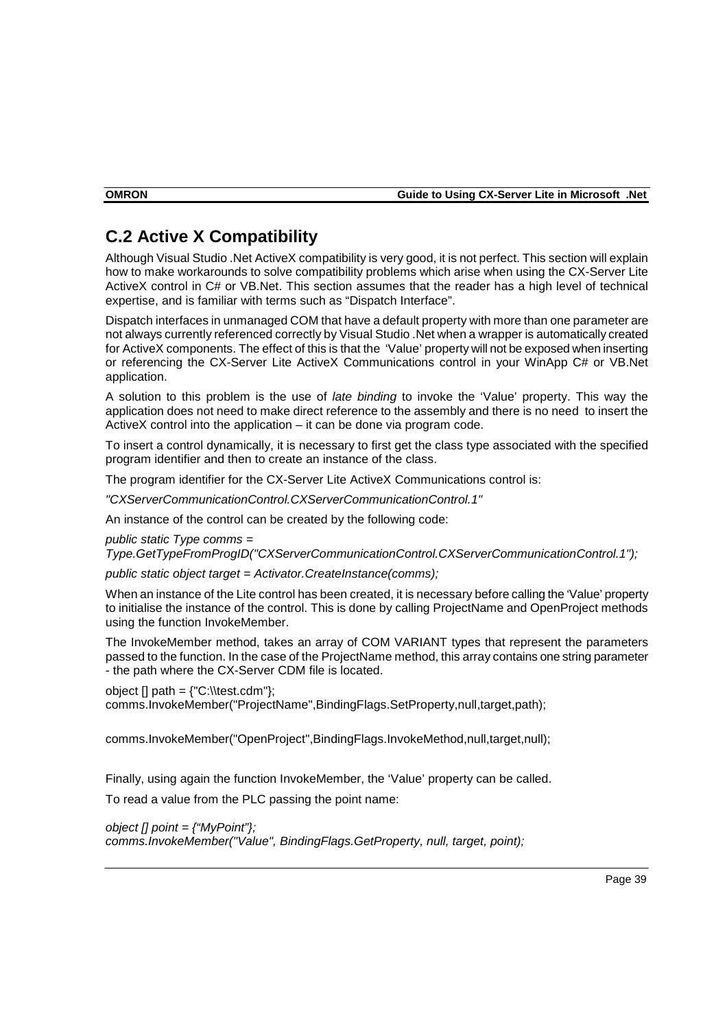## C.2 Active X Compatibility

Although Visual Studio .Net ActiveX compatibility is very good, it is not perfect. This section will explain how to make workarounds to solve compatibility problems which arise when using the CX-Server Lite ActiveX control in C# or VB.Net. This section assumes that the reader has a high level of technical expertise, and is familiar with terms such as "Dispatch Interface".

Dispatch interfaces in unmanaged COM that have a default property with more than one parameter are not always currently referenced correctly by Visual Studio .Net when a wrapper is automatically created for ActiveX components. The effect of this is that the 'Value' property will not be exposed when inserting or referencing the CX-Server Lite ActiveX Communications control in your WinApp C# or VB.Net application.

A solution to this problem is the use of *late binding* to invoke the 'Value' property. This way the application does not need to make direct reference to the assembly and there is no need to insert the ActiveX control into the application – it can be done via program code.

To insert a control dynamically, it is necessary to first get the class type associated with the specified program identifier and then to create an instance of the class.

The program identifier for the CX-Server Lite ActiveX Communications control is:

*"CXServerCommunicationControl.CXServerCommunicationControl.1"*

An instance of the control can be created by the following code:

```
public static Type comms =
Type.GetTypeFromProgID("CXServerCommunicationControl.CXServerCommunicationControl.1");

public static object target = Activator.CreateInstance(comms);
```

When an instance of the Lite control has been created, it is necessary before calling the 'Value' property to initialise the instance of the control. This is done by calling ProjectName and OpenProject methods using the function InvokeMember.

The InvokeMember method, takes an array of COM VARIANT types that represent the parameters passed to the function. In the case of the ProjectName method, this array contains one string parameter - the path where the CX-Server CDM file is located.

```
object [] path = {"C:\\test.cdm"};
comms.InvokeMember("ProjectName",BindingFlags.SetProperty,null,target,path);

comms.InvokeMember("OpenProject",BindingFlags.InvokeMethod,null,target,null);
```

Finally, using again the function InvokeMember, the 'Value' property can be called.

To read a value from the PLC passing the point name:

```
object [] point = {"MyPoint"};
comms.InvokeMember("Value", BindingFlags.GetProperty, null, target, point);
```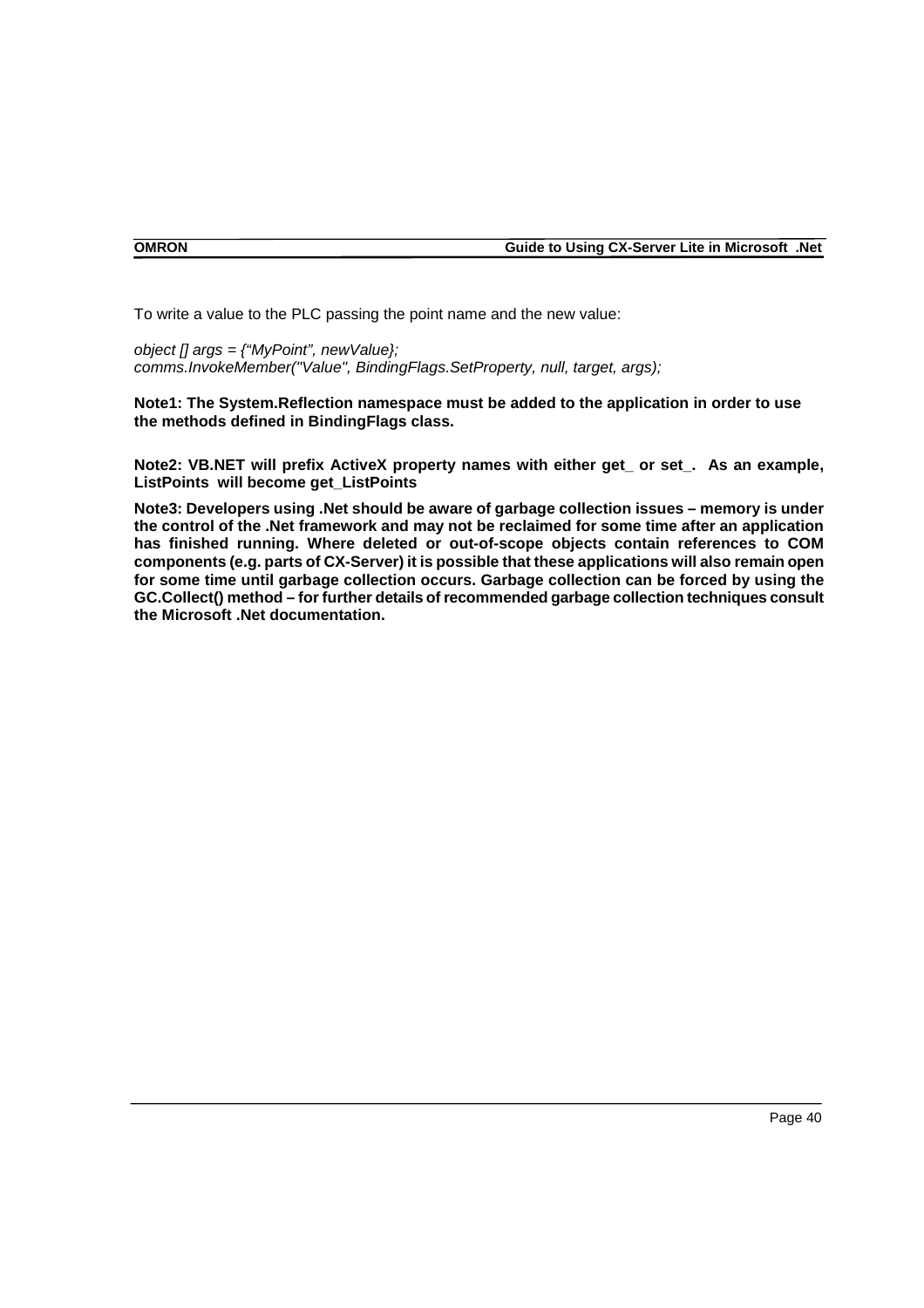To write a value to the PLC passing the point name and the new value:

*object [] args = {“MyPoint”, newValue};*
*comms.InvokeMember("Value", BindingFlags.SetProperty, null, target, args);*

**Note1: The System.Reflection namespace must be added to the application in order to use the methods defined in BindingFlags class.**

**Note2: VB.NET will prefix ActiveX property names with either get_ or set_. As an example, ListPoints will become get_ListPoints**

**Note3: Developers using .Net should be aware of garbage collection issues – memory is under the control of the .Net framework and may not be reclaimed for some time after an application has finished running. Where deleted or out-of-scope objects contain references to COM components (e.g. parts of CX-Server) it is possible that these applications will also remain open for some time until garbage collection occurs. Garbage collection can be forced by using the GC.Collect() method – for further details of recommended garbage collection techniques consult the Microsoft .Net documentation.**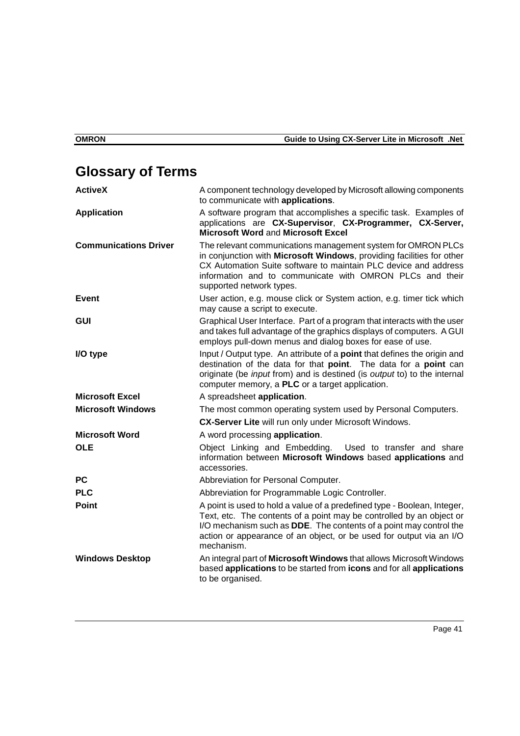# Glossary of Terms

| | |
|---|---|
| **ActiveX** | A component technology developed by Microsoft allowing components to communicate with **applications**. |
| **Application** | A software program that accomplishes a specific task. Examples of applications are **CX-Supervisor**, **CX-Programmer, CX-Server, Microsoft Word** and **Microsoft Excel** |
| **Communications Driver** | The relevant communications management system for OMRON PLCs in conjunction with **Microsoft Windows**, providing facilities for other CX Automation Suite software to maintain PLC device and address information and to communicate with OMRON PLCs and their supported network types. |
| **Event** | User action, e.g. mouse click or System action, e.g. timer tick which may cause a script to execute. |
| **GUI** | Graphical User Interface. Part of a program that interacts with the user and takes full advantage of the graphics displays of computers. A GUI employs pull-down menus and dialog boxes for ease of use. |
| **I/O type** | Input / Output type. An attribute of a **point** that defines the origin and destination of the data for that **point**. The data for a **point** can originate (be *input* from) and is destined (is *output* to) to the internal computer memory, a **PLC** or a target application. |
| **Microsoft Excel** | A spreadsheet **application**. |
| **Microsoft Windows** | The most common operating system used by Personal Computers.<br>**CX-Server Lite** will run only under Microsoft Windows. |
| **Microsoft Word** | A word processing **application**. |
| **OLE** | Object Linking and Embedding. Used to transfer and share information between **Microsoft Windows** based **applications** and accessories. |
| **PC** | Abbreviation for Personal Computer. |
| **PLC** | Abbreviation for Programmable Logic Controller. |
| **Point** | A point is used to hold a value of a predefined type - Boolean, Integer, Text, etc. The contents of a point may be controlled by an object or I/O mechanism such as **DDE**. The contents of a point may control the action or appearance of an object, or be used for output via an I/O mechanism. |
| **Windows Desktop** | An integral part of **Microsoft Windows** that allows Microsoft Windows based **applications** to be started from **icons** and for all **applications** to be organised. |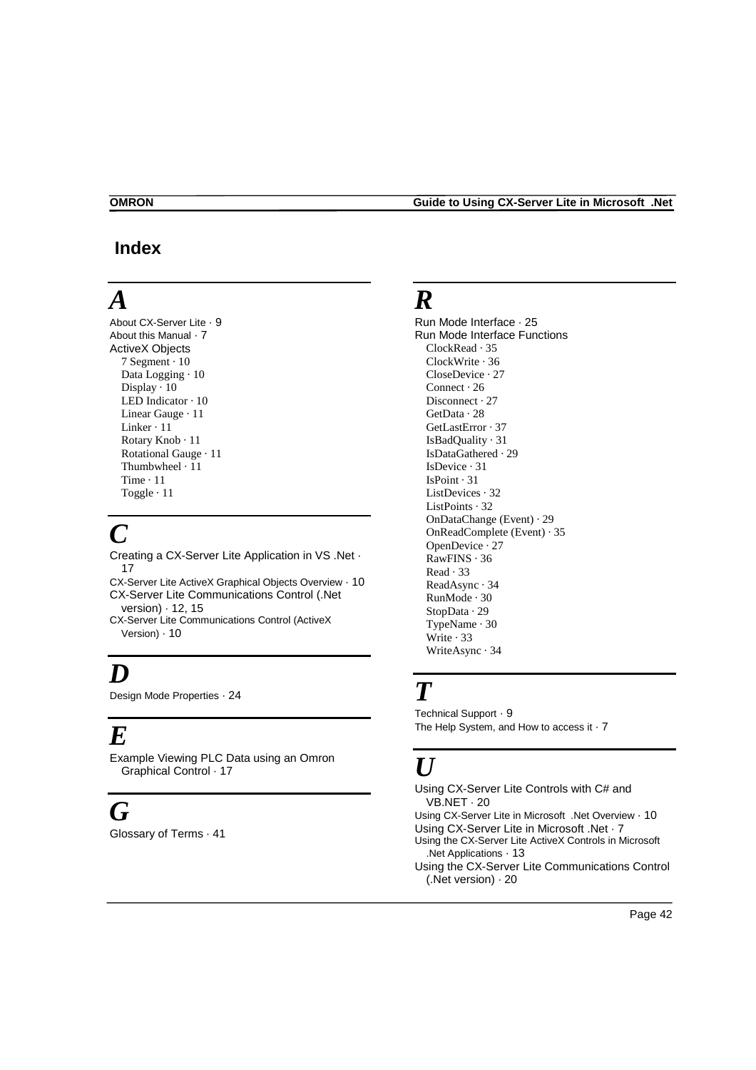# Index

## A

About CX-Server Lite · 9
About this Manual · 7
ActiveX Objects
- 7 Segment · 10
- Data Logging · 10
- Display · 10
- LED Indicator · 10
- Linear Gauge · 11
- Linker · 11
- Rotary Knob · 11
- Rotational Gauge · 11
- Thumbwheel · 11
- Time · 11
- Toggle · 11

## C

Creating a CX-Server Lite Application in VS .Net · 17
CX-Server Lite ActiveX Graphical Objects Overview · 10
CX-Server Lite Communications Control (.Net version) · 12, 15
CX-Server Lite Communications Control (ActiveX Version) · 10

## D

Design Mode Properties · 24

## E

Example Viewing PLC Data using an Omron Graphical Control · 17

## G

Glossary of Terms · 41

## R

Run Mode Interface · 25
Run Mode Interface Functions
- ClockRead · 35
- ClockWrite · 36
- CloseDevice · 27
- Connect · 26
- Disconnect · 27
- GetData · 28
- GetLastError · 37
- IsBadQuality · 31
- IsDataGathered · 29
- IsDevice · 31
- IsPoint · 31
- ListDevices · 32
- ListPoints · 32
- OnDataChange (Event) · 29
- OnReadComplete (Event) · 35
- OpenDevice · 27
- RawFINS · 36
- Read · 33
- ReadAsync · 34
- RunMode · 30
- StopData · 29
- TypeName · 30
- Write · 33
- WriteAsync · 34

## T

Technical Support · 9
The Help System, and How to access it · 7

## U

Using CX-Server Lite Controls with C# and VB.NET · 20
Using CX-Server Lite in Microsoft .Net Overview · 10
Using CX-Server Lite in Microsoft .Net · 7
Using the CX-Server Lite ActiveX Controls in Microsoft .Net Applications · 13
Using the CX-Server Lite Communications Control (.Net version) · 20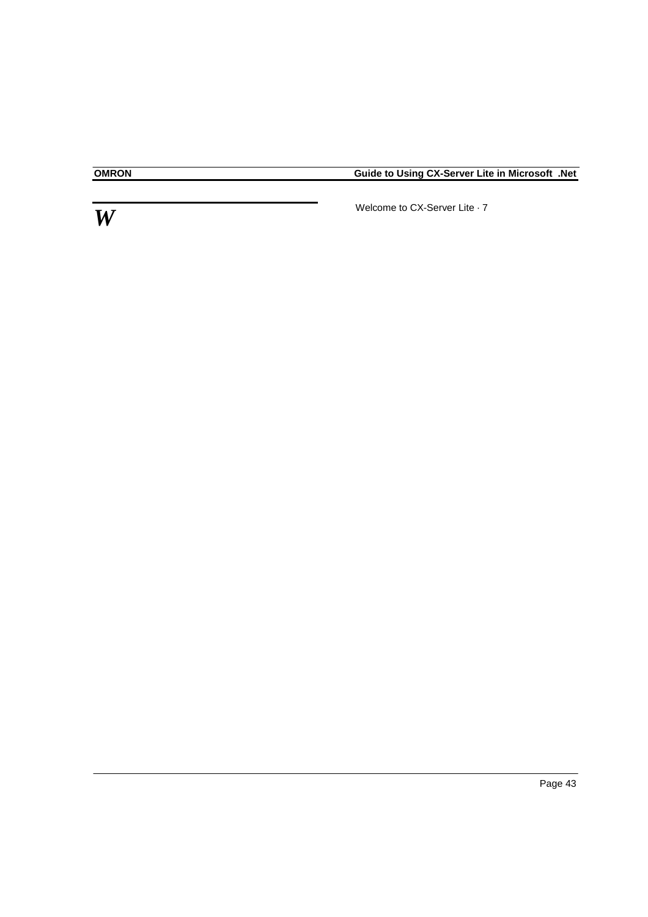## *W*

Welcome to CX-Server Lite · 7